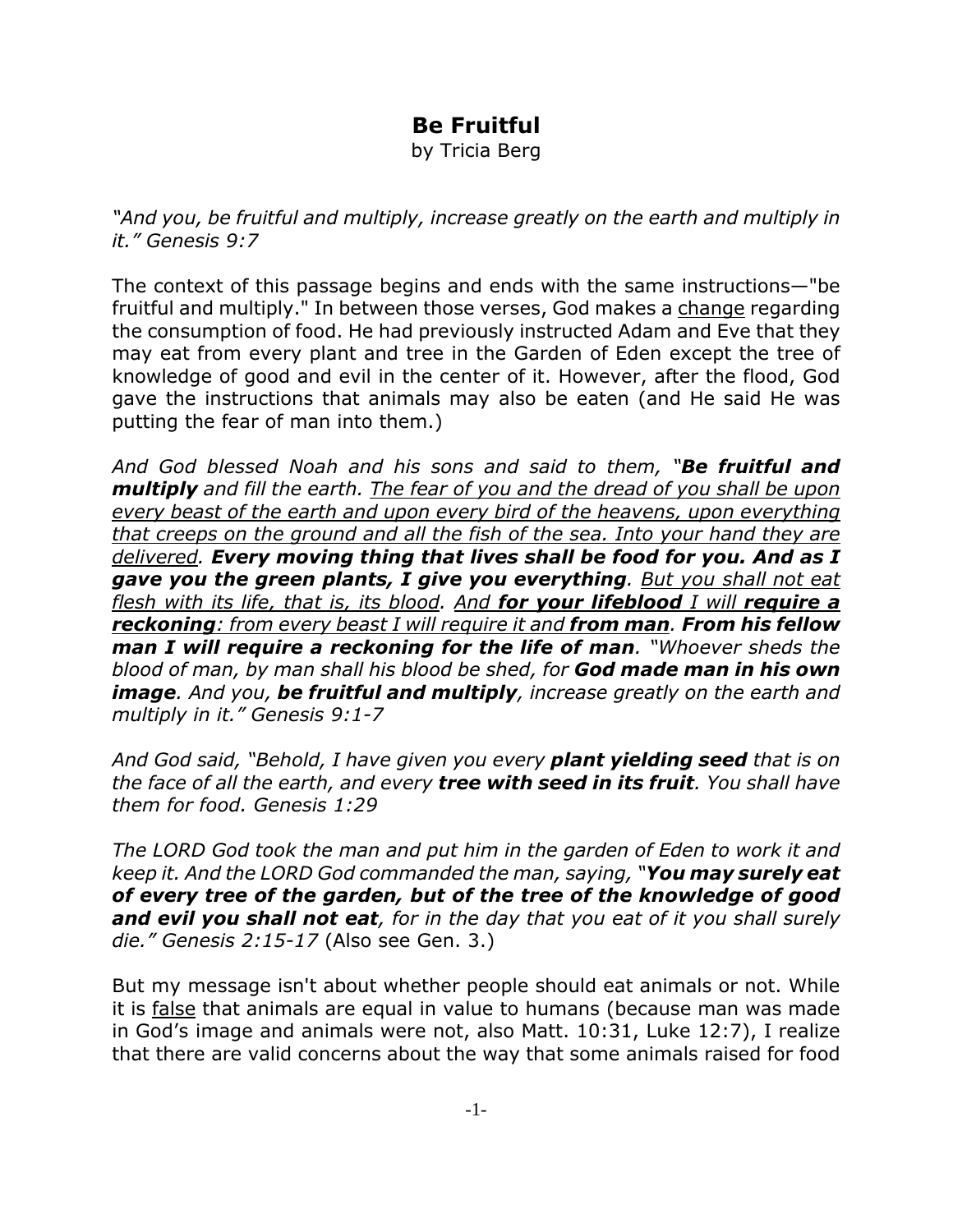# Be Fruitful

by Tricia Berg

*"And you, be fruitful and multiply, increase greatly on the earth and multiply in it." Genesis 9:7*

The context of this passage begins and ends with the same instructions—"be fruitful and multiply." In between those verses, God makes a <u>change</u> regarding the consumption of food. He had previously instructed Adam and Eve that they may eat from every plant and tree in the Garden of Eden except the tree of knowledge of good and evil in the center of it. However, after the flood, God gave the instructions that animals may also be eaten (and He said He was putting the fear of man into them.)

*And God blessed Noah and his sons and said to them, "**Be fruitful and multiply** and fill the earth. <u>The fear of you and the dread of you shall be upon every beast of the earth and upon every bird of the heavens, upon everything that creeps on the ground and all the fish of the sea. Into your hand they are delivered</u>. **Every moving thing that lives shall be food for you. And as I gave you the green plants, I give you everything**. <u>But you shall not eat flesh with its life, that is, its blood</u>. And **<u>for your lifeblood</u>** <u>I will</u> **<u>require a reckoning</u>**<u>: from every beast I will require it and</u> **<u>from man</u>**. **From his fellow man I will require a reckoning for the life of man**. "Whoever sheds the blood of man, by man shall his blood be shed, for **God made man in his own image**. And you, **be fruitful and multiply**, increase greatly on the earth and multiply in it." Genesis 9:1-7*

*And God said, "Behold, I have given you every **plant yielding seed** that is on the face of all the earth, and every **tree with seed in its fruit**. You shall have them for food. Genesis 1:29*

*The LORD God took the man and put him in the garden of Eden to work it and keep it. And the LORD God commanded the man, saying, "**You may surely eat of every tree of the garden, but of the tree of the knowledge of good and evil you shall not eat**, for in the day that you eat of it you shall surely die." Genesis 2:15-17* (Also see Gen. 3.)

But my message isn't about whether people should eat animals or not. While it is <u>false</u> that animals are equal in value to humans (because man was made in God's image and animals were not, also Matt. 10:31, Luke 12:7), I realize that there are valid concerns about the way that some animals raised for food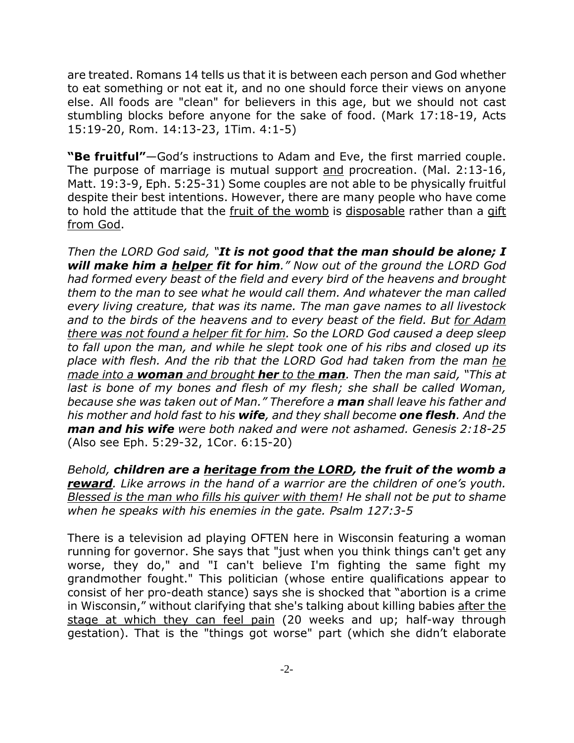are treated. Romans 14 tells us that it is between each person and God whether to eat something or not eat it, and no one should force their views on anyone else. All foods are "clean" for believers in this age, but we should not cast stumbling blocks before anyone for the sake of food. (Mark 17:18-19, Acts 15:19-20, Rom. 14:13-23, 1Tim. 4:1-5)

**"Be fruitful"**—God's instructions to Adam and Eve, the first married couple. The purpose of marriage is mutual support <u>and</u> procreation. (Mal. 2:13-16, Matt. 19:3-9, Eph. 5:25-31) Some couples are not able to be physically fruitful despite their best intentions. However, there are many people who have come to hold the attitude that the <u>fruit of the womb</u> is <u>disposable</u> rather than a <u>gift from God</u>.

*Then the LORD God said, "**It is not good that the man should be alone; I will make him a <u>helper</u> fit for him**." Now out of the ground the LORD God had formed every beast of the field and every bird of the heavens and brought them to the man to see what he would call them. And whatever the man called every living creature, that was its name. The man gave names to all livestock and to the birds of the heavens and to every beast of the field. But <u>for Adam there was not found a helper fit for him</u>. So the LORD God caused a deep sleep to fall upon the man, and while he slept took one of his ribs and closed up its place with flesh. And the rib that the LORD God had taken from the man <u>he made into a **woman** and brought **her** to the **man**</u>. Then the man said, "This at last is bone of my bones and flesh of my flesh; she shall be called Woman, because she was taken out of Man." Therefore a **man** shall leave his father and his mother and hold fast to his **wife**, and they shall become **one flesh**. And the **man and his wife** were both naked and were not ashamed. Genesis 2:18-25* (Also see Eph. 5:29-32, 1Cor. 6:15-20)

*Behold, **children are a <u>heritage from the LORD</u>, the fruit of the womb a <u>reward</u>**. Like arrows in the hand of a warrior are the children of one's youth. <u>Blessed is the man who fills his quiver with them</u>! He shall not be put to shame when he speaks with his enemies in the gate. Psalm 127:3-5*

There is a television ad playing OFTEN here in Wisconsin featuring a woman running for governor. She says that "just when you think things can't get any worse, they do," and "I can't believe I'm fighting the same fight my grandmother fought." This politician (whose entire qualifications appear to consist of her pro-death stance) says she is shocked that "abortion is a crime in Wisconsin," without clarifying that she's talking about killing babies <u>after the stage at which they can feel pain</u> (20 weeks and up; half-way through gestation). That is the "things got worse" part (which she didn't elaborate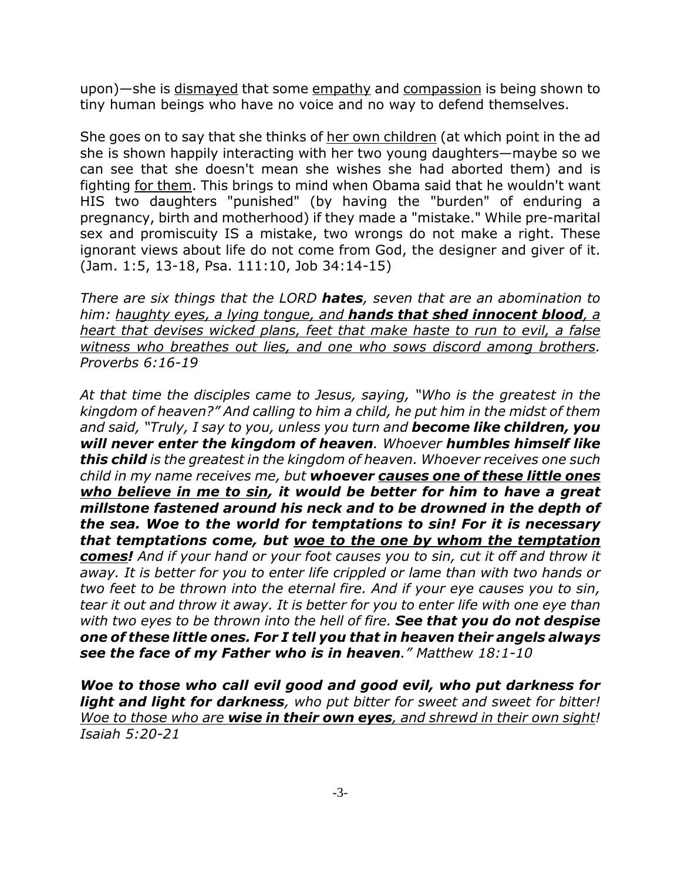upon)—she is <u>dismayed</u> that some <u>empathy</u> and <u>compassion</u> is being shown to tiny human beings who have no voice and no way to defend themselves.

She goes on to say that she thinks of <u>her own children</u> (at which point in the ad she is shown happily interacting with her two young daughters—maybe so we can see that she doesn't mean she wishes she had aborted them) and is fighting <u>for them</u>. This brings to mind when Obama said that he wouldn't want HIS two daughters "punished" (by having the "burden" of enduring a pregnancy, birth and motherhood) if they made a "mistake." While pre-marital sex and promiscuity IS a mistake, two wrongs do not make a right. These ignorant views about life do not come from God, the designer and giver of it. (Jam. 1:5, 13-18, Psa. 111:10, Job 34:14-15)

*There are six things that the LORD **hates**, seven that are an abomination to him: <u>haughty eyes, a lying tongue, and **hands that shed innocent blood**, a heart that devises wicked plans, feet that make haste to run to evil, a false witness who breathes out lies, and one who sows discord among brothers</u>. Proverbs 6:16-19*

*At that time the disciples came to Jesus, saying, "Who is the greatest in the kingdom of heaven?" And calling to him a child, he put him in the midst of them and said, "Truly, I say to you, unless you turn and **become like children, you will never enter the kingdom of heaven**. Whoever **humbles himself like this child** is the greatest in the kingdom of heaven. Whoever receives one such child in my name receives me, but **whoever <u>causes one of these little ones who believe in me to sin</u>, it would be better for him to have a great millstone fastened around his neck and to be drowned in the depth of the sea. Woe to the world for temptations to sin! For it is necessary that temptations come, but <u>woe to the one by whom the temptation comes</u>!** And if your hand or your foot causes you to sin, cut it off and throw it away. It is better for you to enter life crippled or lame than with two hands or two feet to be thrown into the eternal fire. And if your eye causes you to sin, tear it out and throw it away. It is better for you to enter life with one eye than with two eyes to be thrown into the hell of fire. **See that you do not despise one of these little ones. For I tell you that in heaven their angels always see the face of my Father who is in heaven**." Matthew 18:1-10*

***Woe to those who call evil good and good evil, who put darkness for light and light for darkness**, who put bitter for sweet and sweet for bitter! <u>Woe to those who are **wise in their own eyes**, and shrewd in their own sight</u>! Isaiah 5:20-21*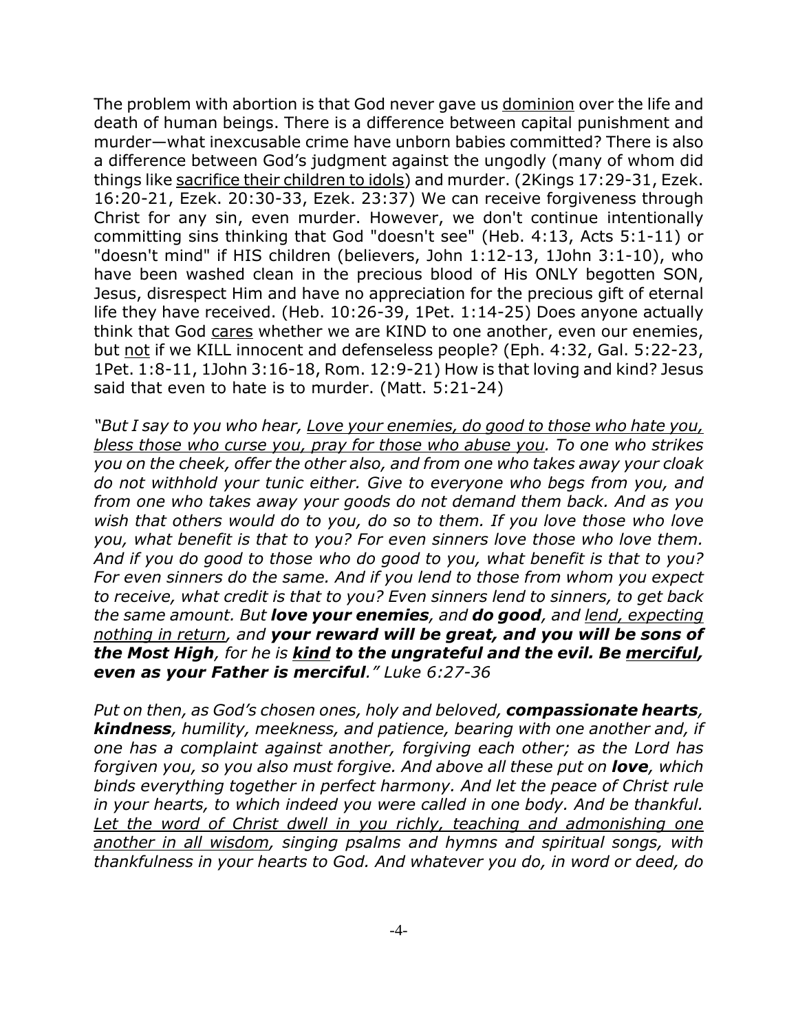The problem with abortion is that God never gave us <u>dominion</u> over the life and death of human beings. There is a difference between capital punishment and murder—what inexcusable crime have unborn babies committed? There is also a difference between God's judgment against the ungodly (many of whom did things like <u>sacrifice their children to idols</u>) and murder. (2Kings 17:29-31, Ezek. 16:20-21, Ezek. 20:30-33, Ezek. 23:37) We can receive forgiveness through Christ for any sin, even murder. However, we don't continue intentionally committing sins thinking that God "doesn't see" (Heb. 4:13, Acts 5:1-11) or "doesn't mind" if HIS children (believers, John 1:12-13, 1John 3:1-10), who have been washed clean in the precious blood of His ONLY begotten SON, Jesus, disrespect Him and have no appreciation for the precious gift of eternal life they have received. (Heb. 10:26-39, 1Pet. 1:14-25) Does anyone actually think that God <u>cares</u> whether we are KIND to one another, even our enemies, but <u>not</u> if we KILL innocent and defenseless people? (Eph. 4:32, Gal. 5:22-23, 1Pet. 1:8-11, 1John 3:16-18, Rom. 12:9-21) How is that loving and kind? Jesus said that even to hate is to murder. (Matt. 5:21-24)

*"But I say to you who hear, <u>Love your enemies, do good to those who hate you, bless those who curse you, pray for those who abuse you</u>. To one who strikes you on the cheek, offer the other also, and from one who takes away your cloak do not withhold your tunic either. Give to everyone who begs from you, and from one who takes away your goods do not demand them back. And as you wish that others would do to you, do so to them. If you love those who love you, what benefit is that to you? For even sinners love those who love them. And if you do good to those who do good to you, what benefit is that to you? For even sinners do the same. And if you lend to those from whom you expect to receive, what credit is that to you? Even sinners lend to sinners, to get back the same amount. But **love your enemies**, and **do good**, and <u>lend, expecting nothing in return</u>, and **your reward will be great, and you will be sons of the Most High**, for he is **<u>kind</u> to the ungrateful and the evil. Be <u>merciful</u>, even as your Father is merciful**." Luke 6:27-36*

*Put on then, as God's chosen ones, holy and beloved, **compassionate hearts**, **kindness**, humility, meekness, and patience, bearing with one another and, if one has a complaint against another, forgiving each other; as the Lord has forgiven you, so you also must forgive. And above all these put on **love**, which binds everything together in perfect harmony. And let the peace of Christ rule in your hearts, to which indeed you were called in one body. And be thankful. <u>Let the word of Christ dwell in you richly, teaching and admonishing one another in all wisdom</u>, singing psalms and hymns and spiritual songs, with thankfulness in your hearts to God. And whatever you do, in word or deed, do*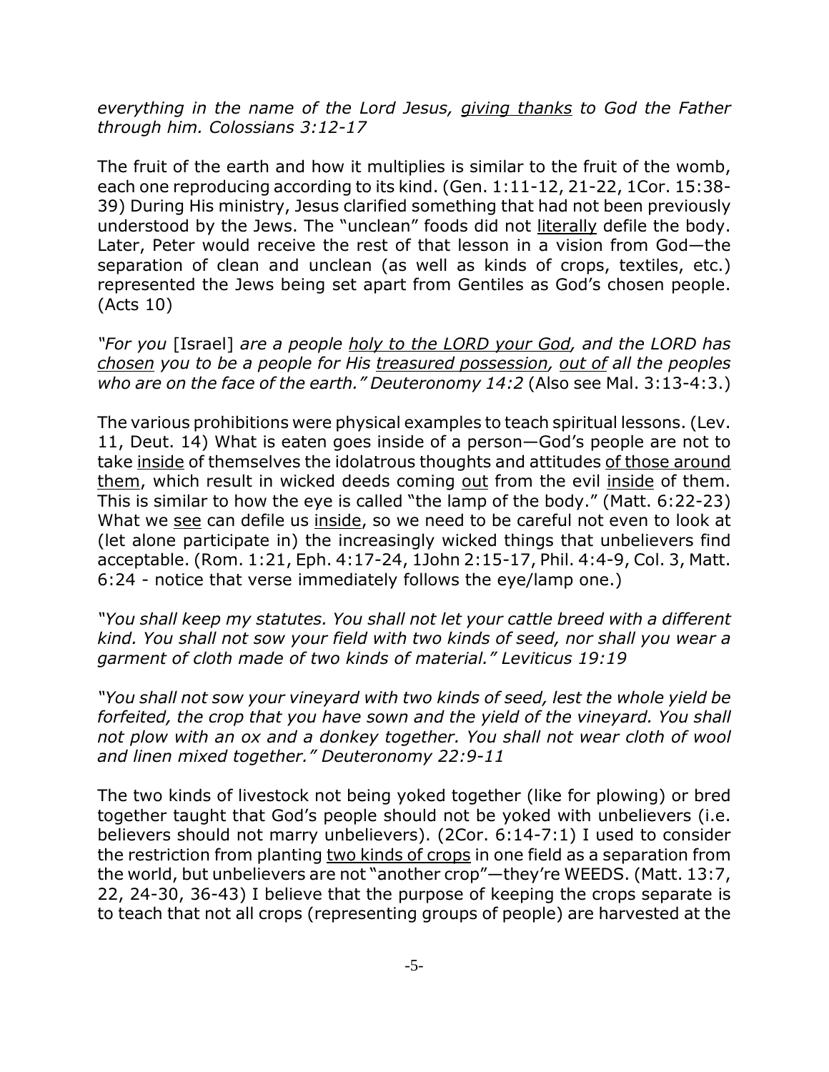*everything in the name of the Lord Jesus, <u>giving thanks</u> to God the Father through him. Colossians 3:12-17*

The fruit of the earth and how it multiplies is similar to the fruit of the womb, each one reproducing according to its kind. (Gen. 1:11-12, 21-22, 1Cor. 15:38-39) During His ministry, Jesus clarified something that had not been previously understood by the Jews. The "unclean" foods did not <u>literally</u> defile the body. Later, Peter would receive the rest of that lesson in a vision from God—the separation of clean and unclean (as well as kinds of crops, textiles, etc.) represented the Jews being set apart from Gentiles as God's chosen people. (Acts 10)

*"For you* [Israel] *are a people <u>holy to the LORD your God</u>, and the LORD has <u>chosen</u> you to be a people for His <u>treasured possession</u>, <u>out of</u> all the peoples who are on the face of the earth." Deuteronomy 14:2* (Also see Mal. 3:13-4:3.)

The various prohibitions were physical examples to teach spiritual lessons. (Lev. 11, Deut. 14) What is eaten goes inside of a person—God's people are not to take <u>inside</u> of themselves the idolatrous thoughts and attitudes <u>of those around them</u>, which result in wicked deeds coming <u>out</u> from the evil <u>inside</u> of them. This is similar to how the eye is called "the lamp of the body." (Matt. 6:22-23) What we <u>see</u> can defile us <u>inside</u>, so we need to be careful not even to look at (let alone participate in) the increasingly wicked things that unbelievers find acceptable. (Rom. 1:21, Eph. 4:17-24, 1John 2:15-17, Phil. 4:4-9, Col. 3, Matt. 6:24 - notice that verse immediately follows the eye/lamp one.)

*"You shall keep my statutes. You shall not let your cattle breed with a different kind. You shall not sow your field with two kinds of seed, nor shall you wear a garment of cloth made of two kinds of material." Leviticus 19:19*

*"You shall not sow your vineyard with two kinds of seed, lest the whole yield be forfeited, the crop that you have sown and the yield of the vineyard. You shall not plow with an ox and a donkey together. You shall not wear cloth of wool and linen mixed together." Deuteronomy 22:9-11*

The two kinds of livestock not being yoked together (like for plowing) or bred together taught that God's people should not be yoked with unbelievers (i.e. believers should not marry unbelievers). (2Cor. 6:14-7:1) I used to consider the restriction from planting <u>two kinds of crops</u> in one field as a separation from the world, but unbelievers are not "another crop"—they're WEEDS. (Matt. 13:7, 22, 24-30, 36-43) I believe that the purpose of keeping the crops separate is to teach that not all crops (representing groups of people) are harvested at the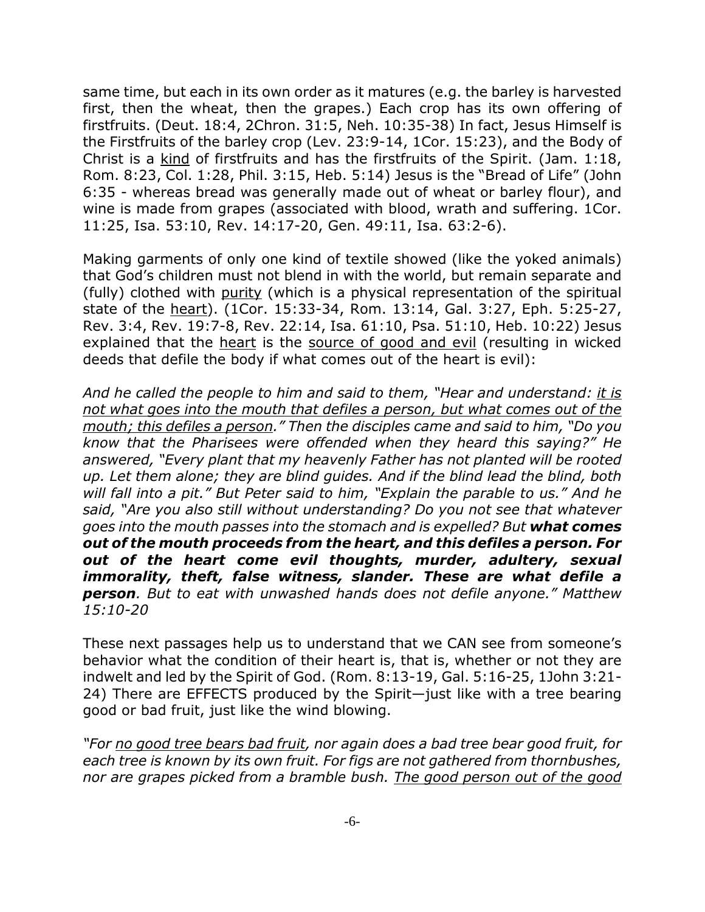same time, but each in its own order as it matures (e.g. the barley is harvested first, then the wheat, then the grapes.) Each crop has its own offering of firstfruits. (Deut. 18:4, 2Chron. 31:5, Neh. 10:35-38) In fact, Jesus Himself is the Firstfruits of the barley crop (Lev. 23:9-14, 1Cor. 15:23), and the Body of Christ is a <u>kind</u> of firstfruits and has the firstfruits of the Spirit. (Jam. 1:18, Rom. 8:23, Col. 1:28, Phil. 3:15, Heb. 5:14) Jesus is the "Bread of Life" (John 6:35 - whereas bread was generally made out of wheat or barley flour), and wine is made from grapes (associated with blood, wrath and suffering. 1Cor. 11:25, Isa. 53:10, Rev. 14:17-20, Gen. 49:11, Isa. 63:2-6).

Making garments of only one kind of textile showed (like the yoked animals) that God's children must not blend in with the world, but remain separate and (fully) clothed with <u>purity</u> (which is a physical representation of the spiritual state of the <u>heart</u>). (1Cor. 15:33-34, Rom. 13:14, Gal. 3:27, Eph. 5:25-27, Rev. 3:4, Rev. 19:7-8, Rev. 22:14, Isa. 61:10, Psa. 51:10, Heb. 10:22) Jesus explained that the <u>heart</u> is the <u>source of good and evil</u> (resulting in wicked deeds that defile the body if what comes out of the heart is evil):

*And he called the people to him and said to them, "Hear and understand: <u>it is not what goes into the mouth that defiles a person, but what comes out of the mouth; this defiles a person</u>." Then the disciples came and said to him, "Do you know that the Pharisees were offended when they heard this saying?" He answered, "Every plant that my heavenly Father has not planted will be rooted up. Let them alone; they are blind guides. And if the blind lead the blind, both will fall into a pit." But Peter said to him, "Explain the parable to us." And he said, "Are you also still without understanding? Do you not see that whatever goes into the mouth passes into the stomach and is expelled? But **what comes out of the mouth proceeds from the heart, and this defiles a person. For out of the heart come evil thoughts, murder, adultery, sexual immorality, theft, false witness, slander. These are what defile a person**. But to eat with unwashed hands does not defile anyone." Matthew 15:10-20*

These next passages help us to understand that we CAN see from someone's behavior what the condition of their heart is, that is, whether or not they are indwelt and led by the Spirit of God. (Rom. 8:13-19, Gal. 5:16-25, 1John 3:21-24) There are EFFECTS produced by the Spirit—just like with a tree bearing good or bad fruit, just like the wind blowing.

*"For <u>no good tree bears bad fruit</u>, nor again does a bad tree bear good fruit, for each tree is known by its own fruit. For figs are not gathered from thornbushes, nor are grapes picked from a bramble bush. <u>The good person out of the good</u>*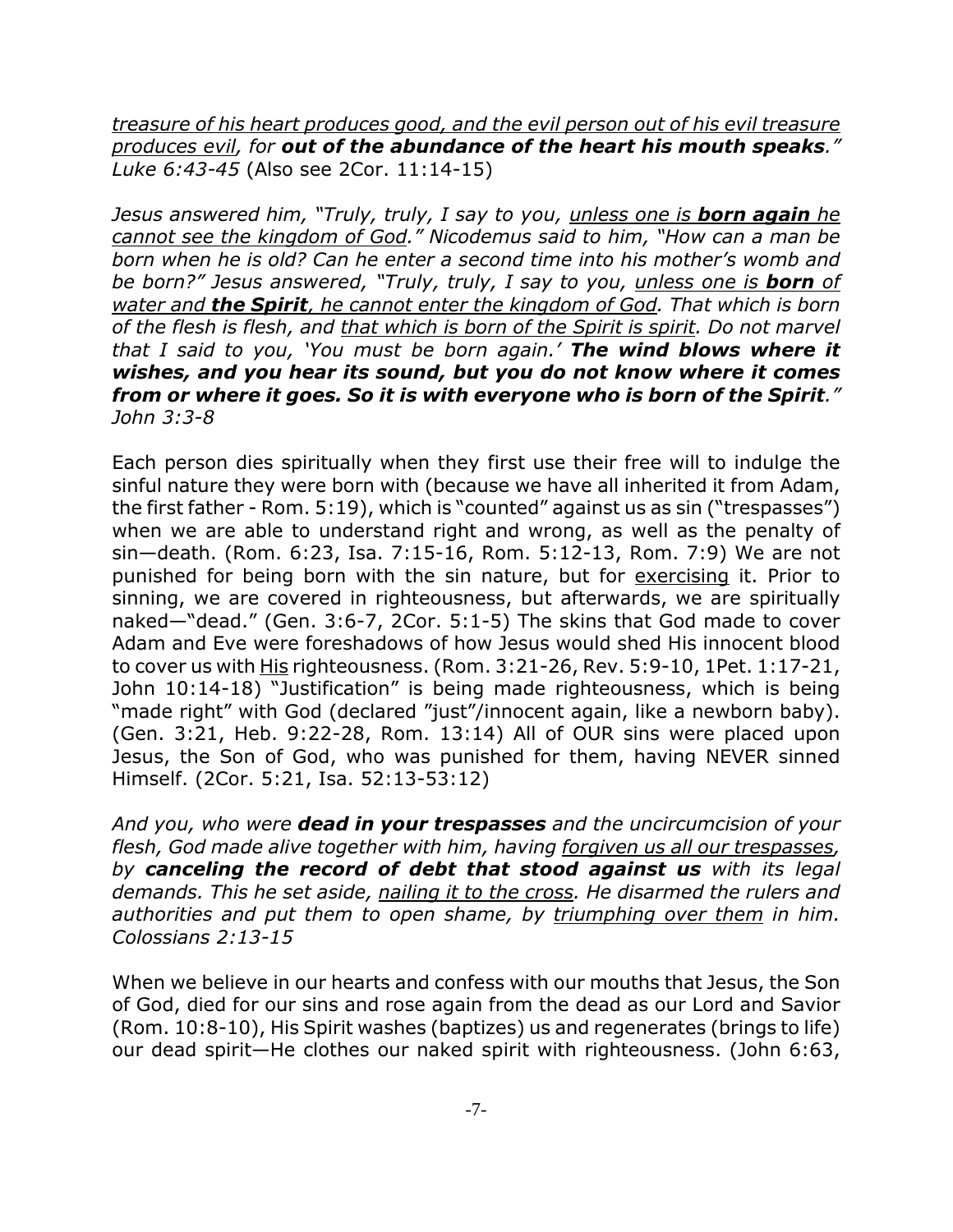*treasure of his heart produces good, and the evil person out of his evil treasure produces evil, for **out of the abundance of the heart his mouth speaks**." Luke 6:43-45* (Also see 2Cor. 11:14-15)

*Jesus answered him, "Truly, truly, I say to you, unless one is **born again** he cannot see the kingdom of God." Nicodemus said to him, "How can a man be born when he is old? Can he enter a second time into his mother's womb and be born?" Jesus answered, "Truly, truly, I say to you, unless one is **born** of water and **the Spirit**, he cannot enter the kingdom of God. That which is born of the flesh is flesh, and that which is born of the Spirit is spirit. Do not marvel that I said to you, 'You must be born again.' **The wind blows where it wishes, and you hear its sound, but you do not know where it comes from or where it goes. So it is with everyone who is born of the Spirit**." John 3:3-8*

Each person dies spiritually when they first use their free will to indulge the sinful nature they were born with (because we have all inherited it from Adam, the first father - Rom. 5:19), which is "counted" against us as sin ("trespasses") when we are able to understand right and wrong, as well as the penalty of sin—death. (Rom. 6:23, Isa. 7:15-16, Rom. 5:12-13, Rom. 7:9) We are not punished for being born with the sin nature, but for exercising it. Prior to sinning, we are covered in righteousness, but afterwards, we are spiritually naked—"dead." (Gen. 3:6-7, 2Cor. 5:1-5) The skins that God made to cover Adam and Eve were foreshadows of how Jesus would shed His innocent blood to cover us with His righteousness. (Rom. 3:21-26, Rev. 5:9-10, 1Pet. 1:17-21, John 10:14-18) "Justification" is being made righteousness, which is being "made right" with God (declared "just"/innocent again, like a newborn baby). (Gen. 3:21, Heb. 9:22-28, Rom. 13:14) All of OUR sins were placed upon Jesus, the Son of God, who was punished for them, having NEVER sinned Himself. (2Cor. 5:21, Isa. 52:13-53:12)

*And you, who were **dead in your trespasses** and the uncircumcision of your flesh, God made alive together with him, having forgiven us all our trespasses, by **canceling the record of debt that stood against us** with its legal demands. This he set aside, nailing it to the cross. He disarmed the rulers and authorities and put them to open shame, by triumphing over them in him. Colossians 2:13-15*

When we believe in our hearts and confess with our mouths that Jesus, the Son of God, died for our sins and rose again from the dead as our Lord and Savior (Rom. 10:8-10), His Spirit washes (baptizes) us and regenerates (brings to life) our dead spirit—He clothes our naked spirit with righteousness. (John 6:63,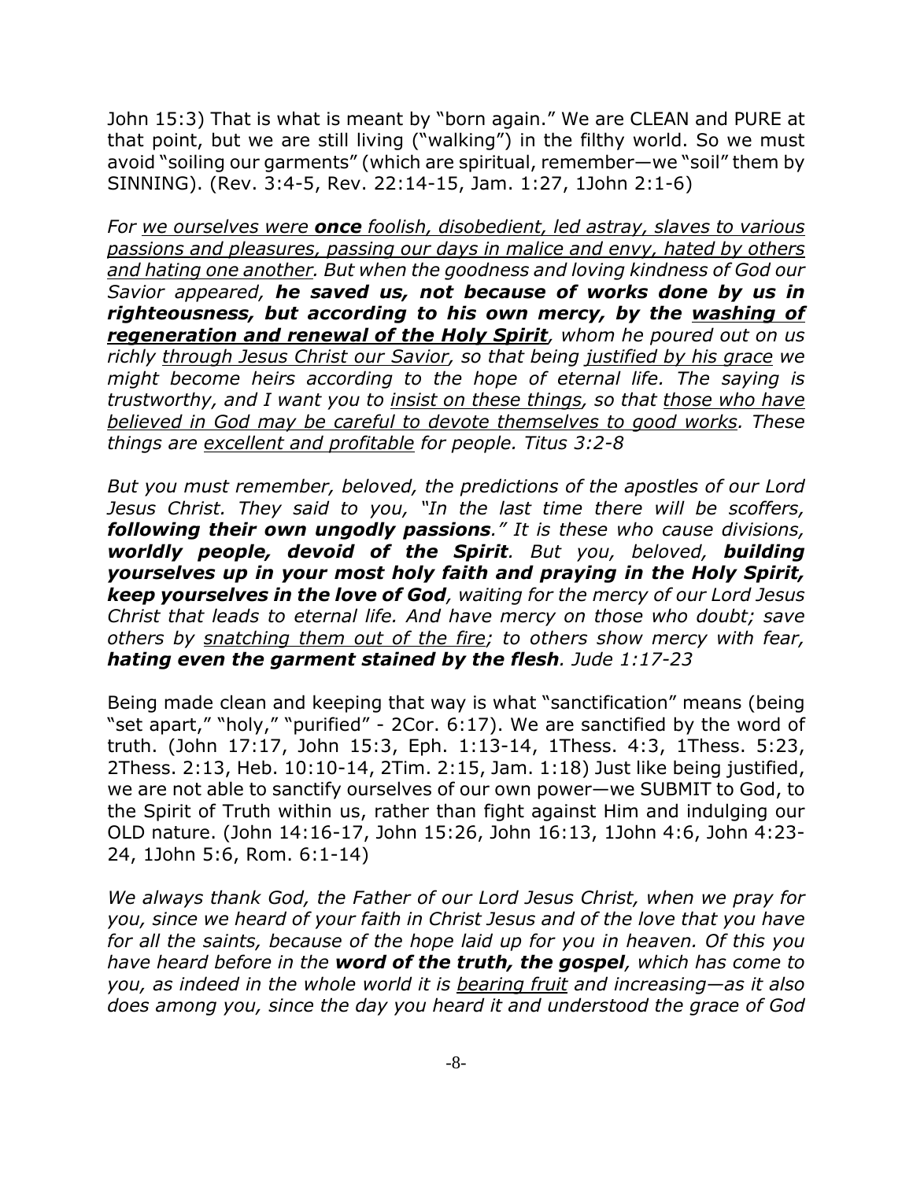John 15:3) That is what is meant by "born again." We are CLEAN and PURE at that point, but we are still living ("walking") in the filthy world. So we must avoid "soiling our garments" (which are spiritual, remember—we "soil" them by SINNING). (Rev. 3:4-5, Rev. 22:14-15, Jam. 1:27, 1John 2:1-6)

*For <u>we ourselves were **once** foolish, disobedient, led astray, slaves to various passions and pleasures, passing our days in malice and envy, hated by others and hating one another</u>. But when the goodness and loving kindness of God our Savior appeared, **he saved us, not because of works done by us in righteousness, but according to his own mercy, by the <u>washing of regeneration and renewal of the Holy Spirit</u>**, whom he poured out on us richly <u>through Jesus Christ our Savior</u>, so that being <u>justified by his grace</u> we might become heirs according to the hope of eternal life. The saying is trustworthy, and I want you to <u>insist on these things</u>, so that <u>those who have believed in God may be careful to devote themselves to good works</u>. These things are <u>excellent and profitable</u> for people. Titus 3:2-8*

*But you must remember, beloved, the predictions of the apostles of our Lord Jesus Christ. They said to you, "In the last time there will be scoffers, **following their own ungodly passions**." It is these who cause divisions, **worldly people, devoid of the Spirit**. But you, beloved, **building yourselves up in your most holy faith and praying in the Holy Spirit, keep yourselves in the love of God**, waiting for the mercy of our Lord Jesus Christ that leads to eternal life. And have mercy on those who doubt; save others by <u>snatching them out of the fire</u>; to others show mercy with fear, **hating even the garment stained by the flesh**. Jude 1:17-23*

Being made clean and keeping that way is what "sanctification" means (being "set apart," "holy," "purified" - 2Cor. 6:17). We are sanctified by the word of truth. (John 17:17, John 15:3, Eph. 1:13-14, 1Thess. 4:3, 1Thess. 5:23, 2Thess. 2:13, Heb. 10:10-14, 2Tim. 2:15, Jam. 1:18) Just like being justified, we are not able to sanctify ourselves of our own power—we SUBMIT to God, to the Spirit of Truth within us, rather than fight against Him and indulging our OLD nature. (John 14:16-17, John 15:26, John 16:13, 1John 4:6, John 4:23-24, 1John 5:6, Rom. 6:1-14)

*We always thank God, the Father of our Lord Jesus Christ, when we pray for you, since we heard of your faith in Christ Jesus and of the love that you have for all the saints, because of the hope laid up for you in heaven. Of this you have heard before in the **word of the truth, the gospel**, which has come to you, as indeed in the whole world it is <u>bearing fruit</u> and increasing—as it also does among you, since the day you heard it and understood the grace of God*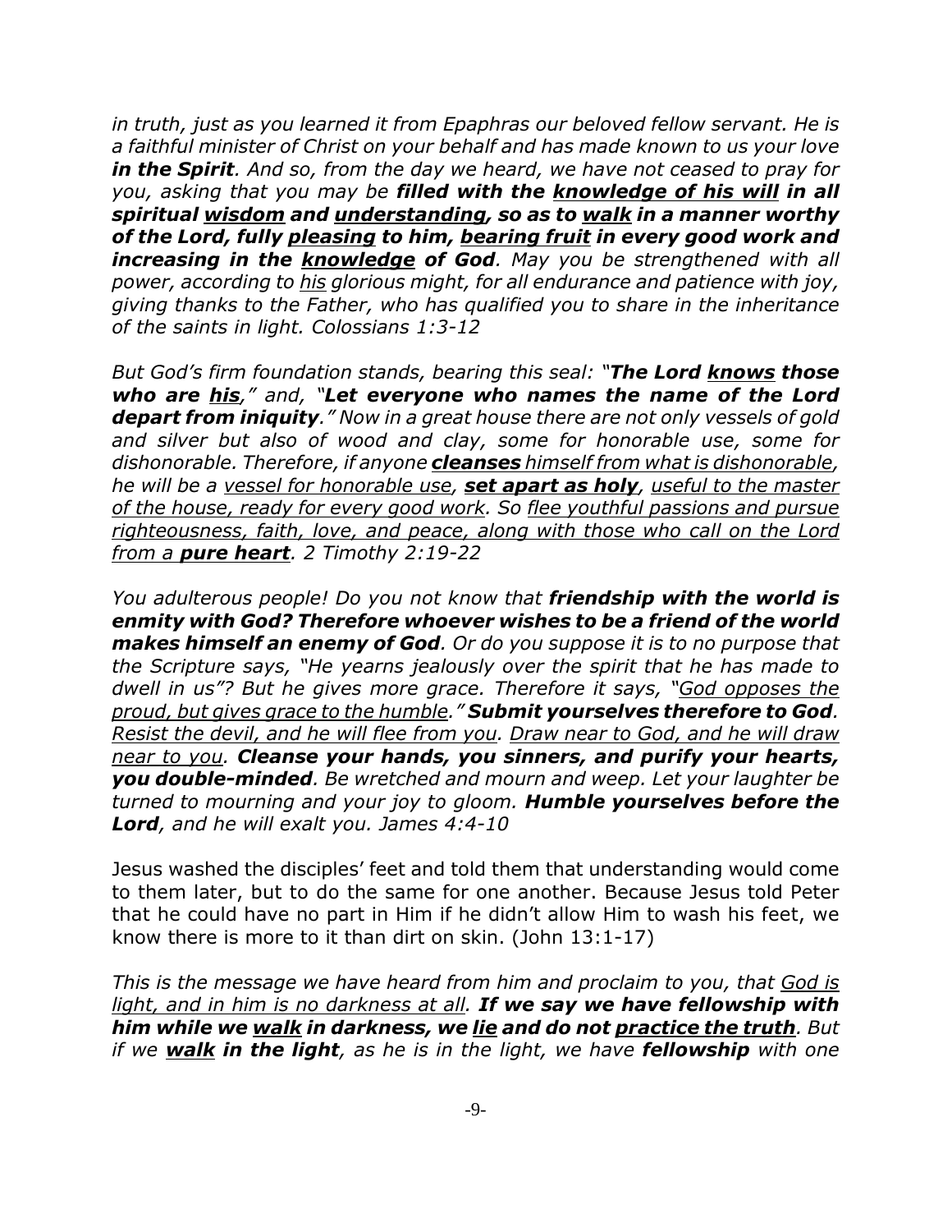*in truth, just as you learned it from Epaphras our beloved fellow servant. He is a faithful minister of Christ on your behalf and has made known to us your love* ***in the Spirit****. And so, from the day we heard, we have not ceased to pray for you, asking that you may be* ***filled with the <u>knowledge of his will</u> in all spiritual <u>wisdom</u> and <u>understanding</u>, so as to <u>walk</u> in a manner worthy of the Lord, fully <u>pleasing</u> to him, <u>bearing fruit</u> in every good work and increasing in the <u>knowledge</u> of God****. May you be strengthened with all power, according to <u>his</u> glorious might, for all endurance and patience with joy, giving thanks to the Father, who has qualified you to share in the inheritance of the saints in light. Colossians 1:3-12*

*But God's firm foundation stands, bearing this seal: "****The Lord <u>knows</u> those who are <u>his</u>****," and, "****Let everyone who names the name of the Lord depart from iniquity****." Now in a great house there are not only vessels of gold and silver but also of wood and clay, some for honorable use, some for dishonorable. Therefore, if anyone* ***<u>cleanses</u>*** *<u>himself from what is dishonorable</u>, he will be a <u>vessel for honorable use</u>,* ***<u>set apart as holy</u>****, <u>useful to the master of the house, ready for every good work</u>. So <u>flee youthful passions and pursue righteousness, faith, love, and peace, along with those who call on the Lord from a</u>* ***<u>pure heart</u>****. 2 Timothy 2:19-22*

*You adulterous people! Do you not know that* ***friendship with the world is enmity with God? Therefore whoever wishes to be a friend of the world makes himself an enemy of God****. Or do you suppose it is to no purpose that the Scripture says, "He yearns jealously over the spirit that he has made to dwell in us"? But he gives more grace. Therefore it says, "<u>God opposes the proud, but gives grace to the humble</u>."* ***Submit yourselves therefore to God****. <u>Resist the devil, and he will flee from you</u>. <u>Draw near to God, and he will draw near to you</u>.* ***Cleanse your hands, you sinners, and purify your hearts, you double-minded****. Be wretched and mourn and weep. Let your laughter be turned to mourning and your joy to gloom.* ***Humble yourselves before the Lord****, and he will exalt you. James 4:4-10*

Jesus washed the disciples' feet and told them that understanding would come to them later, but to do the same for one another. Because Jesus told Peter that he could have no part in Him if he didn't allow Him to wash his feet, we know there is more to it than dirt on skin. (John 13:1-17)

*This is the message we have heard from him and proclaim to you, that <u>God is light, and in him is no darkness at all</u>.* ***If we say we have fellowship with him while we <u>walk</u> in darkness, we <u>lie</u> and do not <u>practice the truth</u>****. But if we* ***<u>walk</u> in the light****, as he is in the light, we have* ***fellowship*** *with one*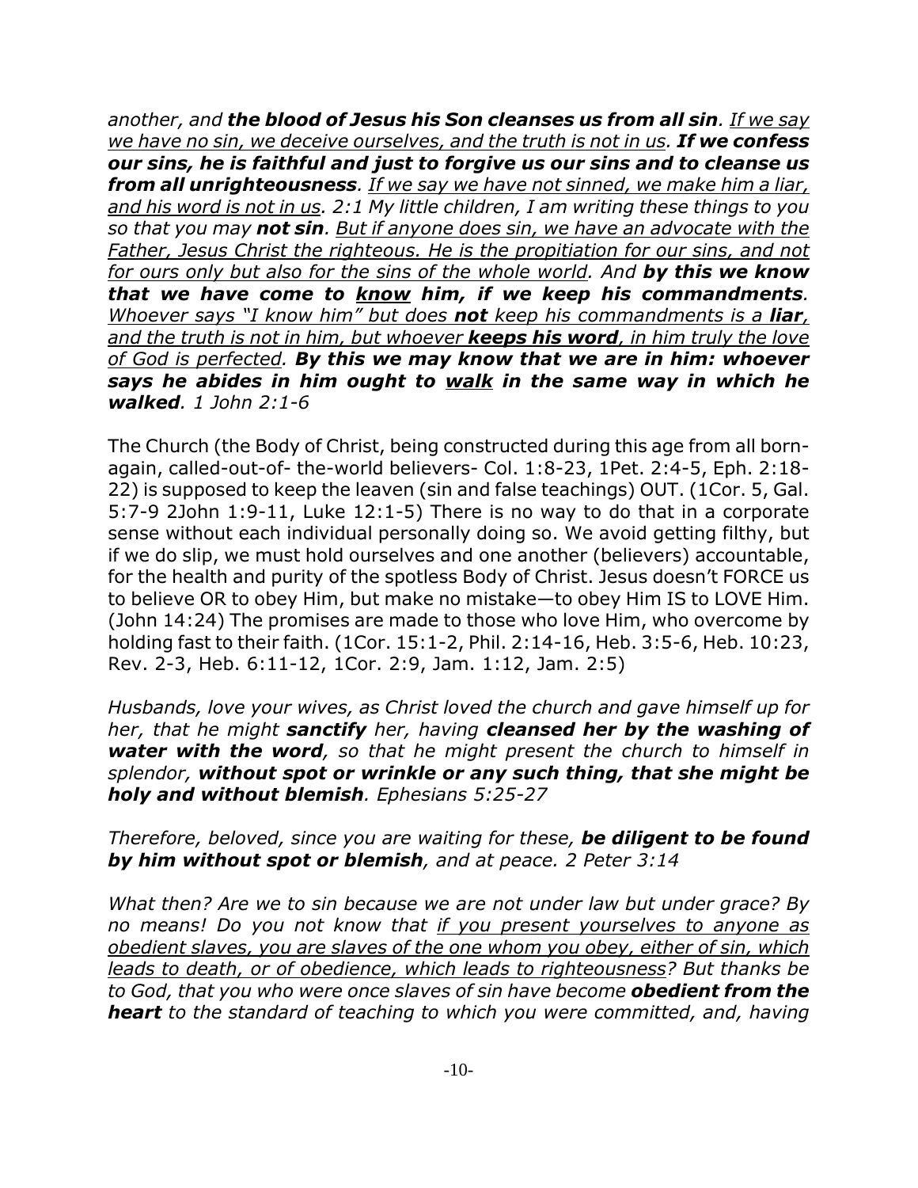*another, and **the blood of Jesus his Son cleanses us from all sin**. <u>If we say we have no sin, we deceive ourselves, and the truth is not in us</u>. **If we confess our sins, he is faithful and just to forgive us our sins and to cleanse us from all unrighteousness**. <u>If we say we have not sinned, we make him a liar, and his word is not in us</u>. 2:1 My little children, I am writing these things to you so that you may **not sin**. <u>But if anyone does sin, we have an advocate with the Father, Jesus Christ the righteous. He is the propitiation for our sins, and not for ours only but also for the sins of the whole world</u>. And **by this we know that we have come to <u>know</u> him, if we keep his commandments**. <u>Whoever says "I know him" but does **not** keep his commandments is a **liar**, and the truth is not in him, but whoever **keeps his word**, in him truly the love of God is perfected</u>. **By this we may know that we are in him: whoever says he abides in him ought to <u>walk</u> in the same way in which he walked**. 1 John 2:1-6*

The Church (the Body of Christ, being constructed during this age from all born-again, called-out-of- the-world believers- Col. 1:8-23, 1Pet. 2:4-5, Eph. 2:18-22) is supposed to keep the leaven (sin and false teachings) OUT. (1Cor. 5, Gal. 5:7-9 2John 1:9-11, Luke 12:1-5) There is no way to do that in a corporate sense without each individual personally doing so. We avoid getting filthy, but if we do slip, we must hold ourselves and one another (believers) accountable, for the health and purity of the spotless Body of Christ. Jesus doesn't FORCE us to believe OR to obey Him, but make no mistake—to obey Him IS to LOVE Him. (John 14:24) The promises are made to those who love Him, who overcome by holding fast to their faith. (1Cor. 15:1-2, Phil. 2:14-16, Heb. 3:5-6, Heb. 10:23, Rev. 2-3, Heb. 6:11-12, 1Cor. 2:9, Jam. 1:12, Jam. 2:5)

*Husbands, love your wives, as Christ loved the church and gave himself up for her, that he might **sanctify** her, having **cleansed her by the washing of water with the word**, so that he might present the church to himself in splendor, **without spot or wrinkle or any such thing, that she might be holy and without blemish**. Ephesians 5:25-27*

*Therefore, beloved, since you are waiting for these, **be diligent to be found by him without spot or blemish**, and at peace. 2 Peter 3:14*

*What then? Are we to sin because we are not under law but under grace? By no means! Do you not know that <u>if you present yourselves to anyone as obedient slaves, you are slaves of the one whom you obey, either of sin, which leads to death, or of obedience, which leads to righteousness</u>? But thanks be to God, that you who were once slaves of sin have become **obedient from the heart** to the standard of teaching to which you were committed, and, having*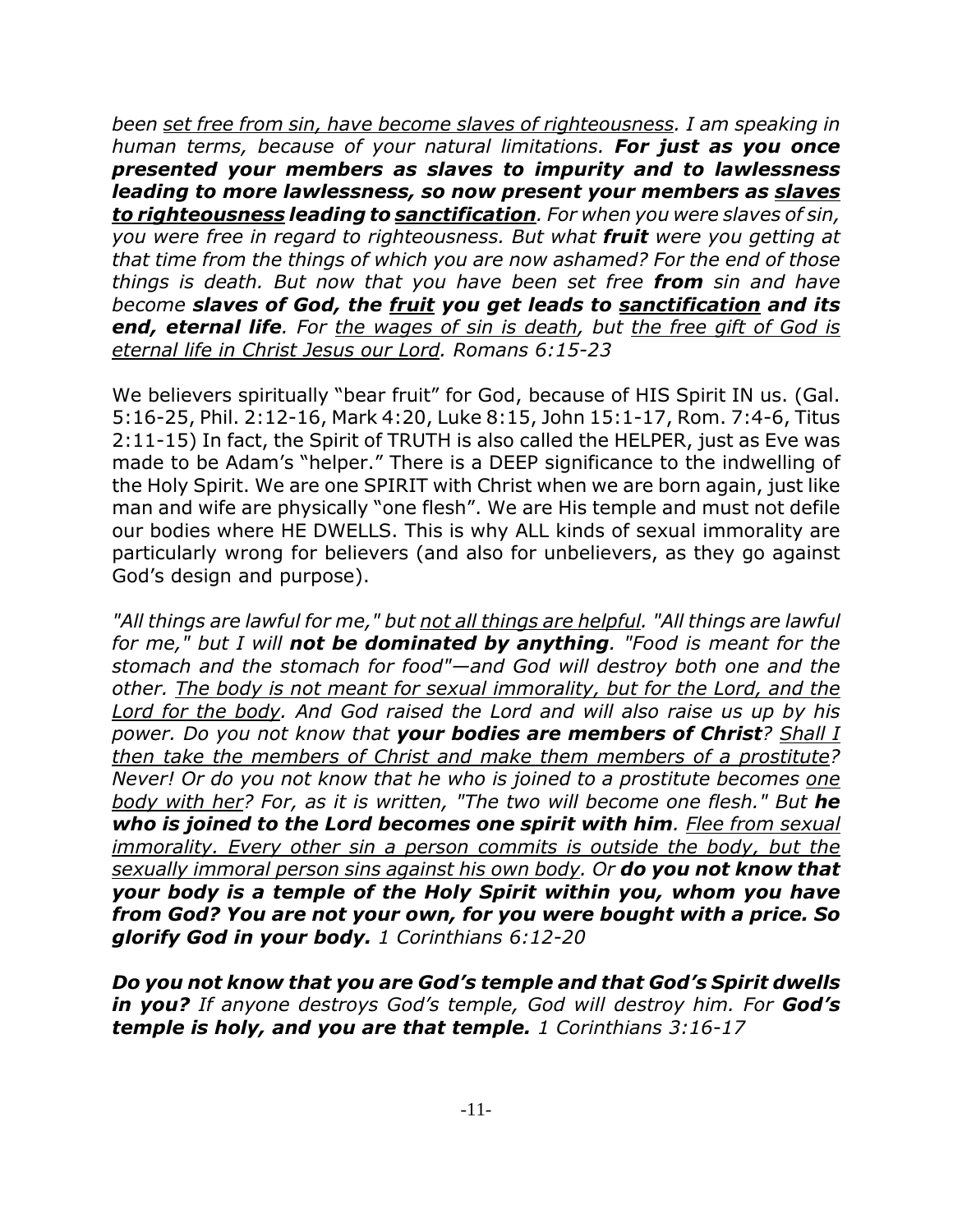*been <u>set free from sin, have become slaves of righteousness</u>. I am speaking in human terms, because of your natural limitations. **For just as you once presented your members as slaves to impurity and to lawlessness leading to more lawlessness, so now present your members as <u>slaves to righteousness</u> leading to <u>sanctification</u>**. For when you were slaves of sin, you were free in regard to righteousness. But what **fruit** were you getting at that time from the things of which you are now ashamed? For the end of those things is death. But now that you have been set free **from** sin and have become **slaves of God, the <u>fruit</u> you get leads to <u>sanctification</u> and its end, eternal life**. For <u>the wages of sin is death</u>, but <u>the free gift of God is eternal life in Christ Jesus our Lord</u>. Romans 6:15-23*

We believers spiritually "bear fruit" for God, because of HIS Spirit IN us. (Gal. 5:16-25, Phil. 2:12-16, Mark 4:20, Luke 8:15, John 15:1-17, Rom. 7:4-6, Titus 2:11-15) In fact, the Spirit of TRUTH is also called the HELPER, just as Eve was made to be Adam's "helper." There is a DEEP significance to the indwelling of the Holy Spirit. We are one SPIRIT with Christ when we are born again, just like man and wife are physically "one flesh". We are His temple and must not defile our bodies where HE DWELLS. This is why ALL kinds of sexual immorality are particularly wrong for believers (and also for unbelievers, as they go against God's design and purpose).

*"All things are lawful for me," but <u>not all things are helpful</u>. "All things are lawful for me," but I will **not be dominated by anything**. "Food is meant for the stomach and the stomach for food"—and God will destroy both one and the other. <u>The body is not meant for sexual immorality, but for the Lord, and the Lord for the body</u>. And God raised the Lord and will also raise us up by his power. Do you not know that **your bodies are members of Christ**? <u>Shall I then take the members of Christ and make them members of a prostitute</u>? Never! Or do you not know that he who is joined to a prostitute becomes <u>one body with her</u>? For, as it is written, "The two will become one flesh." But **he who is joined to the Lord becomes one spirit with him**. <u>Flee from sexual immorality. Every other sin a person commits is outside the body, but the sexually immoral person sins against his own body</u>. Or **do you not know that your body is a temple of the Holy Spirit within you, whom you have from God? You are not your own, for you were bought with a price. So glorify God in your body.** 1 Corinthians 6:12-20*

***Do you not know that you are God's temple and that God's Spirit dwells in you?** If anyone destroys God's temple, God will destroy him. For **God's temple is holy, and you are that temple.** 1 Corinthians 3:16-17*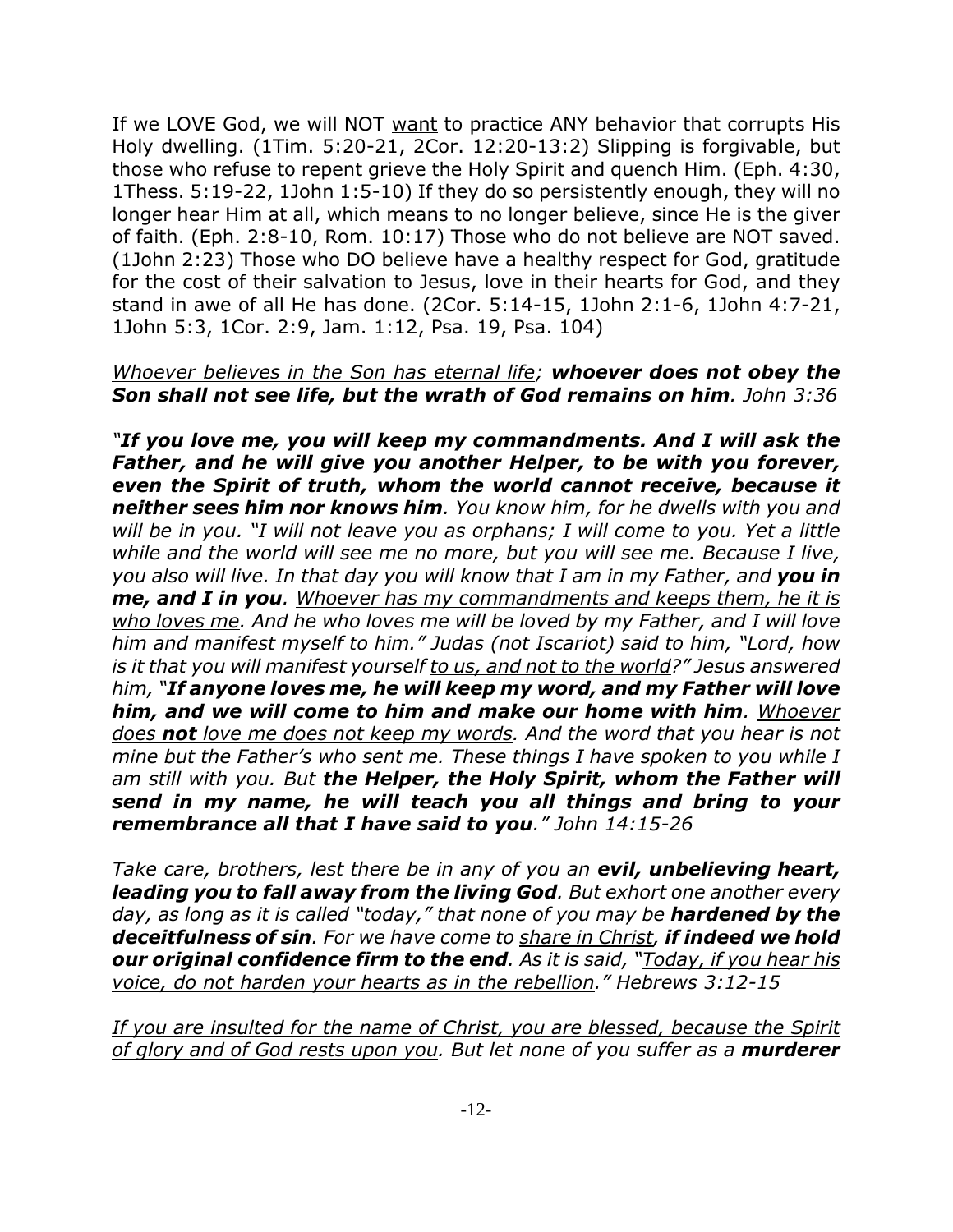If we LOVE God, we will NOT <u>want</u> to practice ANY behavior that corrupts His Holy dwelling. (1Tim. 5:20-21, 2Cor. 12:20-13:2) Slipping is forgivable, but those who refuse to repent grieve the Holy Spirit and quench Him. (Eph. 4:30, 1Thess. 5:19-22, 1John 1:5-10) If they do so persistently enough, they will no longer hear Him at all, which means to no longer believe, since He is the giver of faith. (Eph. 2:8-10, Rom. 10:17) Those who do not believe are NOT saved. (1John 2:23) Those who DO believe have a healthy respect for God, gratitude for the cost of their salvation to Jesus, love in their hearts for God, and they stand in awe of all He has done. (2Cor. 5:14-15, 1John 2:1-6, 1John 4:7-21, 1John 5:3, 1Cor. 2:9, Jam. 1:12, Psa. 19, Psa. 104)

*<u>Whoever believes in the Son has eternal life</u>; **whoever does not obey the Son shall not see life, but the wrath of God remains on him**. John 3:36*

*"**If you love me, you will keep my commandments. And I will ask the Father, and he will give you another Helper, to be with you forever, even the Spirit of truth, whom the world cannot receive, because it neither sees him nor knows him**. You know him, for he dwells with you and will be in you. "I will not leave you as orphans; I will come to you. Yet a little while and the world will see me no more, but you will see me. Because I live, you also will live. In that day you will know that I am in my Father, and **you in me, and I in you**. <u>Whoever has my commandments and keeps them, he it is who loves me</u>. And he who loves me will be loved by my Father, and I will love him and manifest myself to him." Judas (not Iscariot) said to him, "Lord, how is it that you will manifest yourself <u>to us, and not to the world</u>?" Jesus answered him, "**If anyone loves me, he will keep my word, and my Father will love him, and we will come to him and make our home with him**. <u>Whoever does **not** love me does not keep my words</u>. And the word that you hear is not mine but the Father's who sent me. These things I have spoken to you while I am still with you. But **the Helper, the Holy Spirit, whom the Father will send in my name, he will teach you all things and bring to your remembrance all that I have said to you**." John 14:15-26*

*Take care, brothers, lest there be in any of you an **evil, unbelieving heart, leading you to fall away from the living God**. But exhort one another every day, as long as it is called "today," that none of you may be **hardened by the deceitfulness of sin**. For we have come to <u>share in Christ</u>, **if indeed we hold our original confidence firm to the end**. As it is said, "<u>Today, if you hear his voice, do not harden your hearts as in the rebellion</u>." Hebrews 3:12-15*

*<u>If you are insulted for the name of Christ, you are blessed, because the Spirit of glory and of God rests upon you</u>. But let none of you suffer as a **murderer***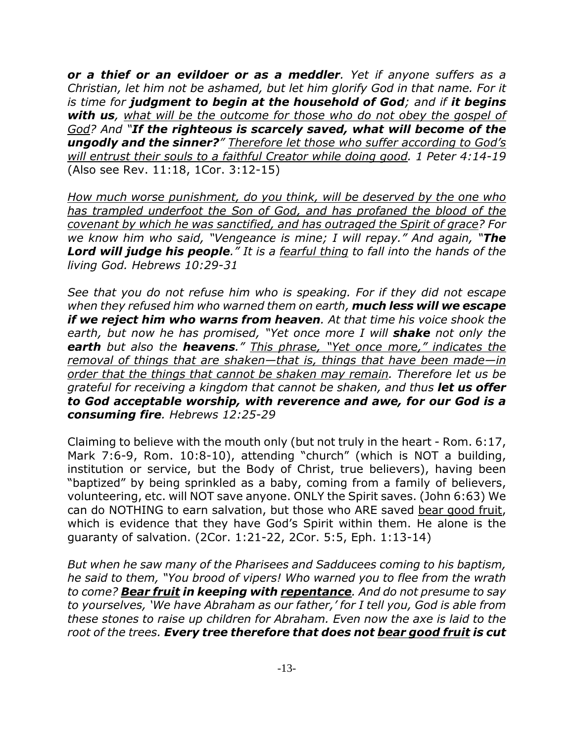***or a thief or an evildoer or as a meddler**. Yet if anyone suffers as a Christian, let him not be ashamed, but let him glorify God in that name. For it is time for **judgment to begin at the household of God**; and if **it begins with us**, <u>what will be the outcome for those who do not obey the gospel of God</u>? And "**If the righteous is scarcely saved, what will become of the ungodly and the sinner?**" <u>Therefore let those who suffer according to God's will entrust their souls to a faithful Creator while doing good</u>. 1 Peter 4:14-19*
(Also see Rev. 11:18, 1Cor. 3:12-15)

*<u>How much worse punishment, do you think, will be deserved by the one who has trampled underfoot the Son of God, and has profaned the blood of the covenant by which he was sanctified, and has outraged the Spirit of grace</u>? For we know him who said, "Vengeance is mine; I will repay." And again, "**The Lord will judge his people**." It is a <u>fearful thing</u> to fall into the hands of the living God. Hebrews 10:29-31*

*See that you do not refuse him who is speaking. For if they did not escape when they refused him who warned them on earth, **much less will we escape if we reject him who warns from heaven**. At that time his voice shook the earth, but now he has promised, "Yet once more I will **shake** not only the **earth** but also the **heavens**." <u>This phrase, "Yet once more," indicates the removal of things that are shaken—that is, things that have been made—in order that the things that cannot be shaken may remain</u>. Therefore let us be grateful for receiving a kingdom that cannot be shaken, and thus **let us offer to God acceptable worship, with reverence and awe, for our God is a consuming fire**. Hebrews 12:25-29*

Claiming to believe with the mouth only (but not truly in the heart - Rom. 6:17, Mark 7:6-9, Rom. 10:8-10), attending "church" (which is NOT a building, institution or service, but the Body of Christ, true believers), having been "baptized" by being sprinkled as a baby, coming from a family of believers, volunteering, etc. will NOT save anyone. ONLY the Spirit saves. (John 6:63) We can do NOTHING to earn salvation, but those who ARE saved <u>bear good fruit</u>, which is evidence that they have God's Spirit within them. He alone is the guaranty of salvation. (2Cor. 1:21-22, 2Cor. 5:5, Eph. 1:13-14)

*But when he saw many of the Pharisees and Sadducees coming to his baptism, he said to them, "You brood of vipers! Who warned you to flee from the wrath to come? **<u>Bear fruit</u> in keeping with <u>repentance</u>**. And do not presume to say to yourselves, 'We have Abraham as our father,' for I tell you, God is able from these stones to raise up children for Abraham. Even now the axe is laid to the root of the trees. **Every tree therefore that does not <u>bear good fruit</u> is cut***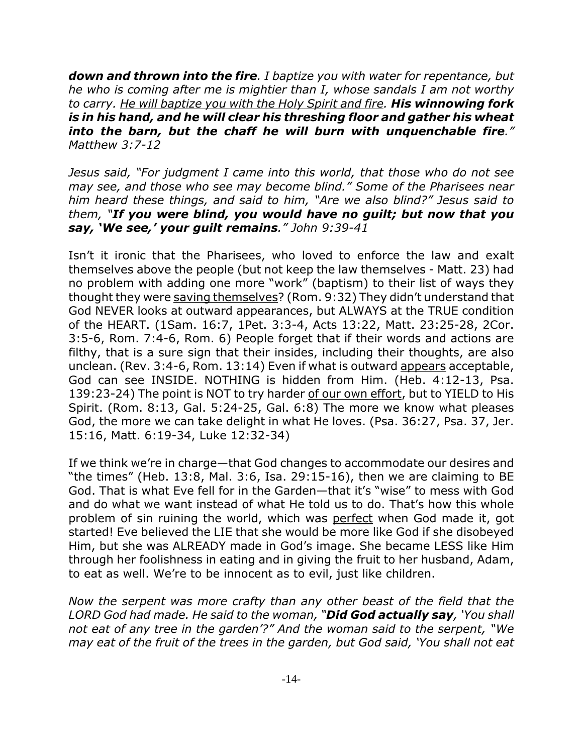***down and thrown into the fire****. I baptize you with water for repentance, but he who is coming after me is mightier than I, whose sandals I am not worthy to carry. <u>He will baptize you with the Holy Spirit and fire</u>.* ***His winnowing fork is in his hand, and he will clear his threshing floor and gather his wheat into the barn, but the chaff he will burn with unquenchable fire****." Matthew 3:7-12*

*Jesus said, "For judgment I came into this world, that those who do not see may see, and those who see may become blind." Some of the Pharisees near him heard these things, and said to him, "Are we also blind?" Jesus said to them, "****If you were blind, you would have no guilt; but now that you say, 'We see,' your guilt remains****." John 9:39-41*

Isn't it ironic that the Pharisees, who loved to enforce the law and exalt themselves above the people (but not keep the law themselves - Matt. 23) had no problem with adding one more "work" (baptism) to their list of ways they thought they were <u>saving themselves</u>? (Rom. 9:32) They didn't understand that God NEVER looks at outward appearances, but ALWAYS at the TRUE condition of the HEART. (1Sam. 16:7, 1Pet. 3:3-4, Acts 13:22, Matt. 23:25-28, 2Cor. 3:5-6, Rom. 7:4-6, Rom. 6) People forget that if their words and actions are filthy, that is a sure sign that their insides, including their thoughts, are also unclean. (Rev. 3:4-6, Rom. 13:14) Even if what is outward <u>appears</u> acceptable, God can see INSIDE. NOTHING is hidden from Him. (Heb. 4:12-13, Psa. 139:23-24) The point is NOT to try harder <u>of our own effort</u>, but to YIELD to His Spirit. (Rom. 8:13, Gal. 5:24-25, Gal. 6:8) The more we know what pleases God, the more we can take delight in what <u>He</u> loves. (Psa. 36:27, Psa. 37, Jer. 15:16, Matt. 6:19-34, Luke 12:32-34)

If we think we're in charge—that God changes to accommodate our desires and "the times" (Heb. 13:8, Mal. 3:6, Isa. 29:15-16), then we are claiming to BE God. That is what Eve fell for in the Garden—that it's "wise" to mess with God and do what we want instead of what He told us to do. That's how this whole problem of sin ruining the world, which was <u>perfect</u> when God made it, got started! Eve believed the LIE that she would be more like God if she disobeyed Him, but she was ALREADY made in God's image. She became LESS like Him through her foolishness in eating and in giving the fruit to her husband, Adam, to eat as well. We're to be innocent as to evil, just like children.

*Now the serpent was more crafty than any other beast of the field that the LORD God had made. He said to the woman, "****Did God actually say****, 'You shall not eat of any tree in the garden'?" And the woman said to the serpent, "We may eat of the fruit of the trees in the garden, but God said, 'You shall not eat*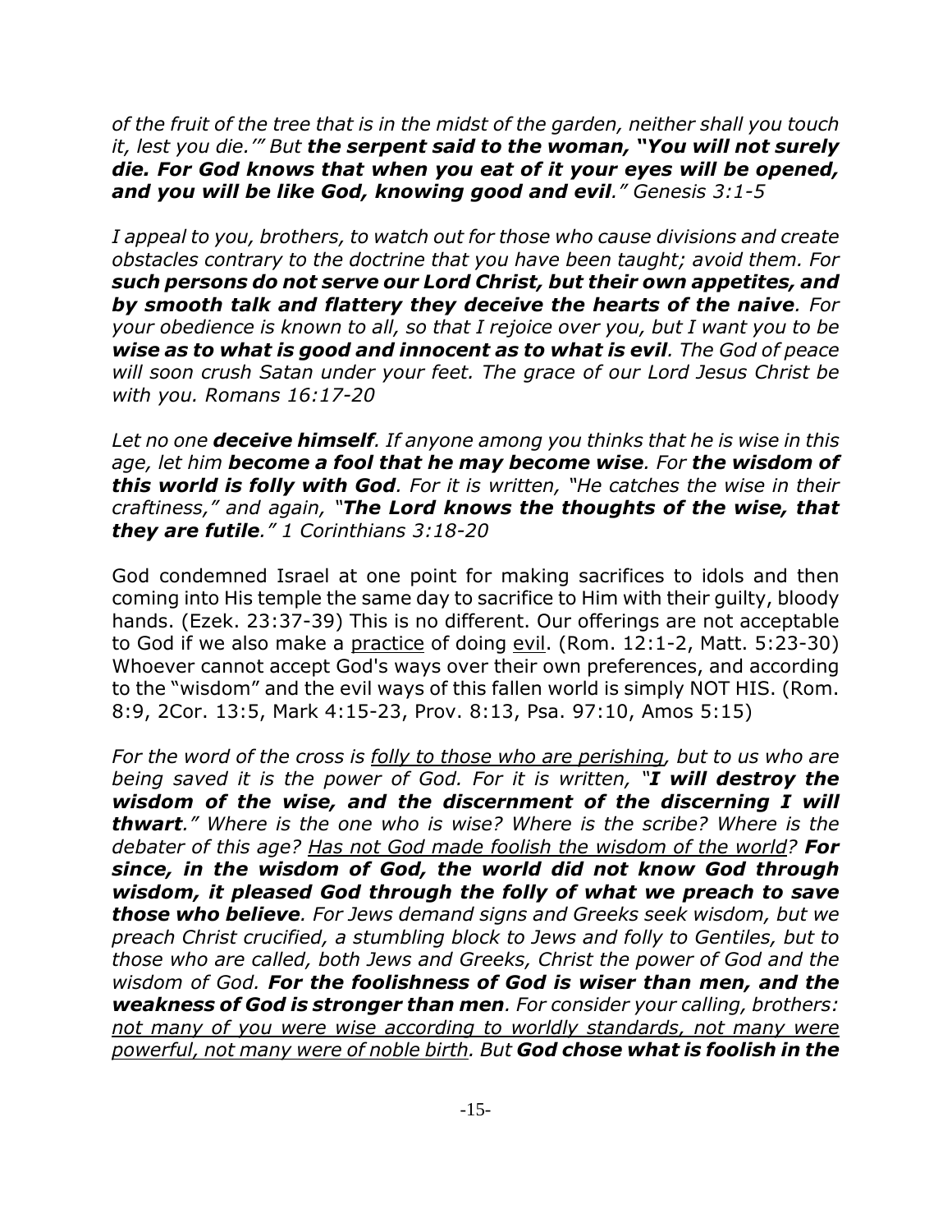*of the fruit of the tree that is in the midst of the garden, neither shall you touch it, lest you die.'" But **the serpent said to the woman, "You will not surely die. For God knows that when you eat of it your eyes will be opened, and you will be like God, knowing good and evil**." Genesis 3:1-5*

*I appeal to you, brothers, to watch out for those who cause divisions and create obstacles contrary to the doctrine that you have been taught; avoid them. For **such persons do not serve our Lord Christ, but their own appetites, and by smooth talk and flattery they deceive the hearts of the naive**. For your obedience is known to all, so that I rejoice over you, but I want you to be **wise as to what is good and innocent as to what is evil**. The God of peace will soon crush Satan under your feet. The grace of our Lord Jesus Christ be with you. Romans 16:17-20*

*Let no one **deceive himself**. If anyone among you thinks that he is wise in this age, let him **become a fool that he may become wise**. For **the wisdom of this world is folly with God**. For it is written, "He catches the wise in their craftiness," and again, "**The Lord knows the thoughts of the wise, that they are futile**." 1 Corinthians 3:18-20*

God condemned Israel at one point for making sacrifices to idols and then coming into His temple the same day to sacrifice to Him with their guilty, bloody hands. (Ezek. 23:37-39) This is no different. Our offerings are not acceptable to God if we also make a <u>practice</u> of doing <u>evil</u>. (Rom. 12:1-2, Matt. 5:23-30) Whoever cannot accept God's ways over their own preferences, and according to the "wisdom" and the evil ways of this fallen world is simply NOT HIS. (Rom. 8:9, 2Cor. 13:5, Mark 4:15-23, Prov. 8:13, Psa. 97:10, Amos 5:15)

*For the word of the cross is <u>folly to those who are perishing</u>, but to us who are being saved it is the power of God. For it is written, "**I will destroy the wisdom of the wise, and the discernment of the discerning I will thwart**." Where is the one who is wise? Where is the scribe? Where is the debater of this age? <u>Has not God made foolish the wisdom of the world</u>? **For since, in the wisdom of God, the world did not know God through wisdom, it pleased God through the folly of what we preach to save those who believe**. For Jews demand signs and Greeks seek wisdom, but we preach Christ crucified, a stumbling block to Jews and folly to Gentiles, but to those who are called, both Jews and Greeks, Christ the power of God and the wisdom of God. **For the foolishness of God is wiser than men, and the weakness of God is stronger than men**. For consider your calling, brothers: <u>not many of you were wise according to worldly standards, not many were powerful, not many were of noble birth</u>. But **God chose what is foolish in the***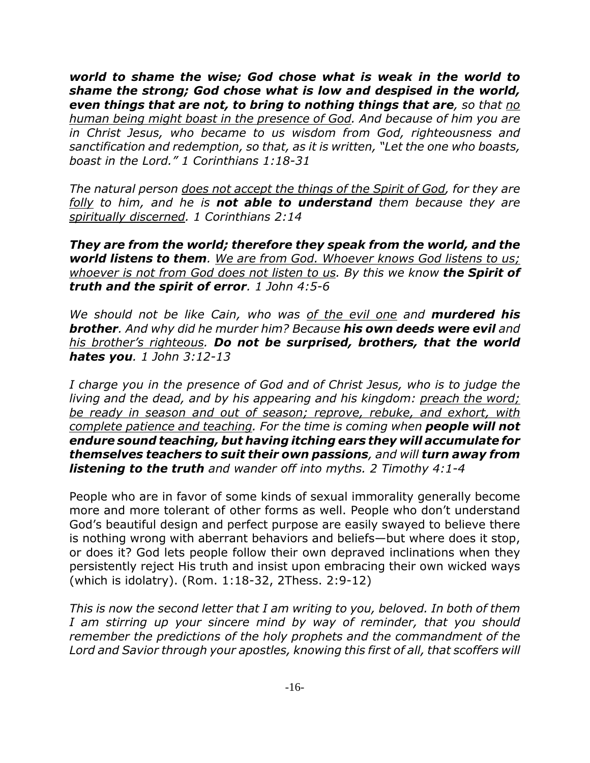***world to shame the wise; God chose what is weak in the world to shame the strong; God chose what is low and despised in the world, even things that are not, to bring to nothing things that are**, so that <u>no human being might boast in the presence of God</u>. And because of him you are in Christ Jesus, who became to us wisdom from God, righteousness and sanctification and redemption, so that, as it is written, "Let the one who boasts, boast in the Lord." 1 Corinthians 1:18-31*

*The natural person <u>does not accept the things of the Spirit of God</u>, for they are <u>folly</u> to him, and he is **not able to understand** them because they are <u>spiritually discerned</u>. 1 Corinthians 2:14*

***They are from the world; therefore they speak from the world, and the world listens to them**. <u>We are from God. Whoever knows God listens to us; whoever is not from God does not listen to us</u>. By this we know **the Spirit of truth and the spirit of error**. 1 John 4:5-6*

*We should not be like Cain, who was <u>of the evil one</u> and **murdered his brother**. And why did he murder him? Because **his own deeds were evil** and <u>his brother's righteous</u>. **Do not be surprised, brothers, that the world hates you**. 1 John 3:12-13*

*I charge you in the presence of God and of Christ Jesus, who is to judge the living and the dead, and by his appearing and his kingdom: <u>preach the word; be ready in season and out of season; reprove, rebuke, and exhort, with complete patience and teaching</u>. For the time is coming when **people will not endure sound teaching, but having itching ears they will accumulate for themselves teachers to suit their own passions**, and will **turn away from listening to the truth** and wander off into myths. 2 Timothy 4:1-4*

People who are in favor of some kinds of sexual immorality generally become more and more tolerant of other forms as well. People who don't understand God's beautiful design and perfect purpose are easily swayed to believe there is nothing wrong with aberrant behaviors and beliefs—but where does it stop, or does it? God lets people follow their own depraved inclinations when they persistently reject His truth and insist upon embracing their own wicked ways (which is idolatry). (Rom. 1:18-32, 2Thess. 2:9-12)

*This is now the second letter that I am writing to you, beloved. In both of them I am stirring up your sincere mind by way of reminder, that you should remember the predictions of the holy prophets and the commandment of the Lord and Savior through your apostles, knowing this first of all, that scoffers will*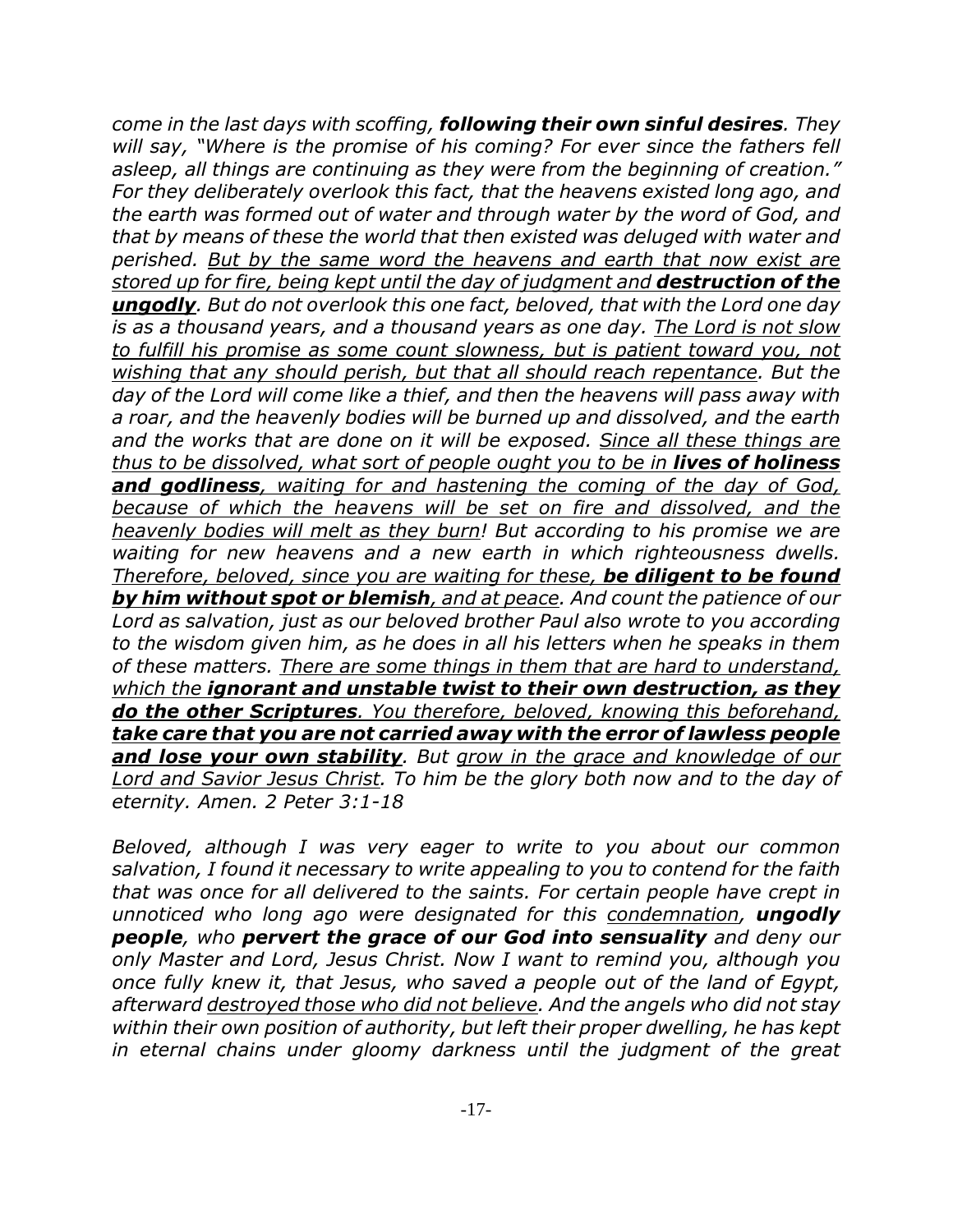*come in the last days with scoffing, **following their own sinful desires**. They will say, "Where is the promise of his coming? For ever since the fathers fell asleep, all things are continuing as they were from the beginning of creation." For they deliberately overlook this fact, that the heavens existed long ago, and the earth was formed out of water and through water by the word of God, and that by means of these the world that then existed was deluged with water and perished. <u>But by the same word the heavens and earth that now exist are stored up for fire, being kept until the day of judgment and **destruction of the ungodly**</u>. But do not overlook this one fact, beloved, that with the Lord one day is as a thousand years, and a thousand years as one day. <u>The Lord is not slow to fulfill his promise as some count slowness, but is patient toward you, not wishing that any should perish, but that all should reach repentance</u>. But the day of the Lord will come like a thief, and then the heavens will pass away with a roar, and the heavenly bodies will be burned up and dissolved, and the earth and the works that are done on it will be exposed. <u>Since all these things are thus to be dissolved, what sort of people ought you to be in **lives of holiness and godliness**, waiting for and hastening the coming of the day of God, because of which the heavens will be set on fire and dissolved, and the heavenly bodies will melt as they burn</u>! But according to his promise we are waiting for new heavens and a new earth in which righteousness dwells. <u>Therefore, beloved, since you are waiting for these, **be diligent to be found by him without spot or blemish**, and at peace</u>. And count the patience of our Lord as salvation, just as our beloved brother Paul also wrote to you according to the wisdom given him, as he does in all his letters when he speaks in them of these matters. <u>There are some things in them that are hard to understand, which the **ignorant and unstable twist to their own destruction, as they do the other Scriptures**. You therefore, beloved, knowing this beforehand, **take care that you are not carried away with the error of lawless people and lose your own stability**</u>. But <u>grow in the grace and knowledge of our Lord and Savior Jesus Christ</u>. To him be the glory both now and to the day of eternity. Amen. 2 Peter 3:1-18*

*Beloved, although I was very eager to write to you about our common salvation, I found it necessary to write appealing to you to contend for the faith that was once for all delivered to the saints. For certain people have crept in unnoticed who long ago were designated for this <u>condemnation</u>, **ungodly people**, who **pervert the grace of our God into sensuality** and deny our only Master and Lord, Jesus Christ. Now I want to remind you, although you once fully knew it, that Jesus, who saved a people out of the land of Egypt, afterward <u>destroyed those who did not believe</u>. And the angels who did not stay within their own position of authority, but left their proper dwelling, he has kept in eternal chains under gloomy darkness until the judgment of the great*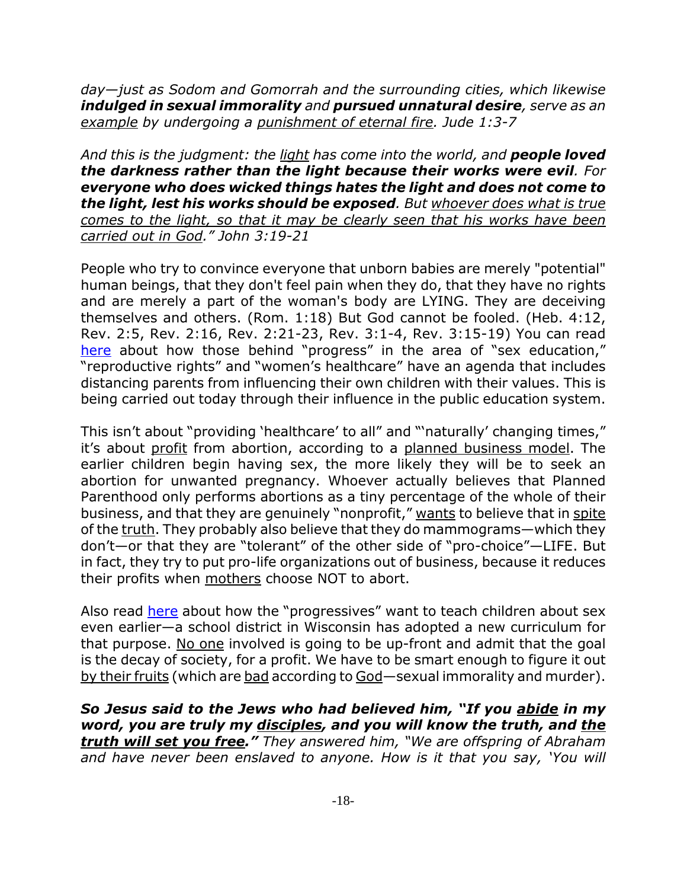*day—just as Sodom and Gomorrah and the surrounding cities, which likewise **indulged in sexual immorality** and **pursued unnatural desire**, serve as an <u>example</u> by undergoing a <u>punishment of eternal fire</u>. Jude 1:3-7*

*And this is the judgment: the <u>light</u> has come into the world, and **people loved the darkness rather than the light because their works were evil**. For **everyone who does wicked things hates the light and does not come to the light, lest his works should be exposed**. But <u>whoever does what is true comes to the light, so that it may be clearly seen that his works have been carried out in God</u>." John 3:19-21*

People who try to convince everyone that unborn babies are merely "potential" human beings, that they don't feel pain when they do, that they have no rights and are merely a part of the woman's body are LYING. They are deceiving themselves and others. (Rom. 1:18) But God cannot be fooled. (Heb. 4:12, Rev. 2:5, Rev. 2:16, Rev. 2:21-23, Rev. 3:1-4, Rev. 3:15-19) You can read <u>here</u> about how those behind "progress" in the area of "sex education," "reproductive rights" and "women's healthcare" have an agenda that includes distancing parents from influencing their own children with their values. This is being carried out today through their influence in the public education system.

This isn't about "providing 'healthcare' to all" and "'naturally' changing times," it's about <u>profit</u> from abortion, according to a <u>planned business model</u>. The earlier children begin having sex, the more likely they will be to seek an abortion for unwanted pregnancy. Whoever actually believes that Planned Parenthood only performs abortions as a tiny percentage of the whole of their business, and that they are genuinely "nonprofit," <u>wants</u> to believe that in <u>spite</u> of the <u>truth</u>. They probably also believe that they do mammograms—which they don't—or that they are "tolerant" of the other side of "pro-choice"—LIFE. But in fact, they try to put pro-life organizations out of business, because it reduces their profits when <u>mothers</u> choose NOT to abort.

Also read <u>here</u> about how the "progressives" want to teach children about sex even earlier—a school district in Wisconsin has adopted a new curriculum for that purpose. <u>No one</u> involved is going to be up-front and admit that the goal is the decay of society, for a profit. We have to be smart enough to figure it out <u>by their fruits</u> (which are <u>bad</u> according to <u>God</u>—sexual immorality and murder).

***So Jesus said to the Jews who had believed him, "If you <u>abide</u> in my word, you are truly my <u>disciples</u>, and you will know the truth, and <u>the truth will set you free</u>."*** *They answered him, "We are offspring of Abraham and have never been enslaved to anyone. How is it that you say, 'You will*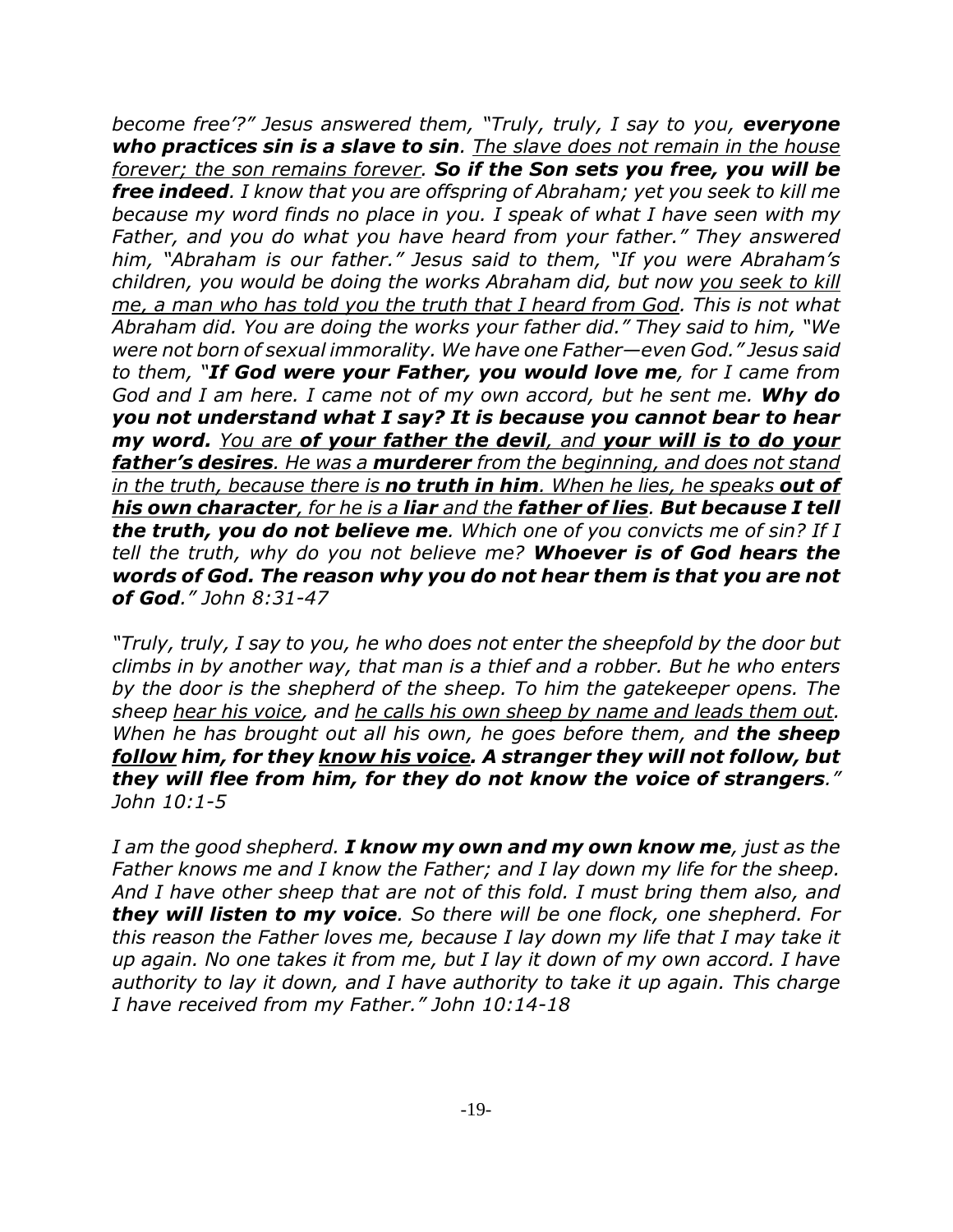*become free'?" Jesus answered them, "Truly, truly, I say to you, **everyone who practices sin is a slave to sin**. <u>The slave does not remain in the house forever; the son remains forever.</u> **So if the Son sets you free, you will be free indeed**. I know that you are offspring of Abraham; yet you seek to kill me because my word finds no place in you. I speak of what I have seen with my Father, and you do what you have heard from your father." They answered him, "Abraham is our father." Jesus said to them, "If you were Abraham's children, you would be doing the works Abraham did, but now <u>you seek to kill me, a man who has told you the truth that I heard from God</u>. This is not what Abraham did. You are doing the works your father did." They said to him, "We were not born of sexual immorality. We have one Father—even God." Jesus said to them, "**If God were your Father, you would love me**, for I came from God and I am here. I came not of my own accord, but he sent me. **Why do you not understand what I say? It is because you cannot bear to hear my word.** <u>You are **of your father the devil**, and **your will is to do your father's desires**. He was a **murderer** from the beginning, and does not stand in the truth, because there is **no truth in him**. When he lies, he speaks **out of his own character**, for he is a **liar** and the **father of lies**.</u> **But because I tell the truth, you do not believe me**. Which one of you convicts me of sin? If I tell the truth, why do you not believe me? **Whoever is of God hears the words of God. The reason why you do not hear them is that you are not of God**." John 8:31-47*

*"Truly, truly, I say to you, he who does not enter the sheepfold by the door but climbs in by another way, that man is a thief and a robber. But he who enters by the door is the shepherd of the sheep. To him the gatekeeper opens. The sheep <u>hear his voice</u>, and <u>he calls his own sheep by name and leads them out</u>. When he has brought out all his own, he goes before them, and **the sheep <u>follow</u> him, for they <u>know his voice</u>. A stranger they will not follow, but they will flee from him, for they do not know the voice of strangers**." John 10:1-5*

*I am the good shepherd. **I know my own and my own know me**, just as the Father knows me and I know the Father; and I lay down my life for the sheep. And I have other sheep that are not of this fold. I must bring them also, and **they will listen to my voice**. So there will be one flock, one shepherd. For this reason the Father loves me, because I lay down my life that I may take it up again. No one takes it from me, but I lay it down of my own accord. I have authority to lay it down, and I have authority to take it up again. This charge I have received from my Father." John 10:14-18*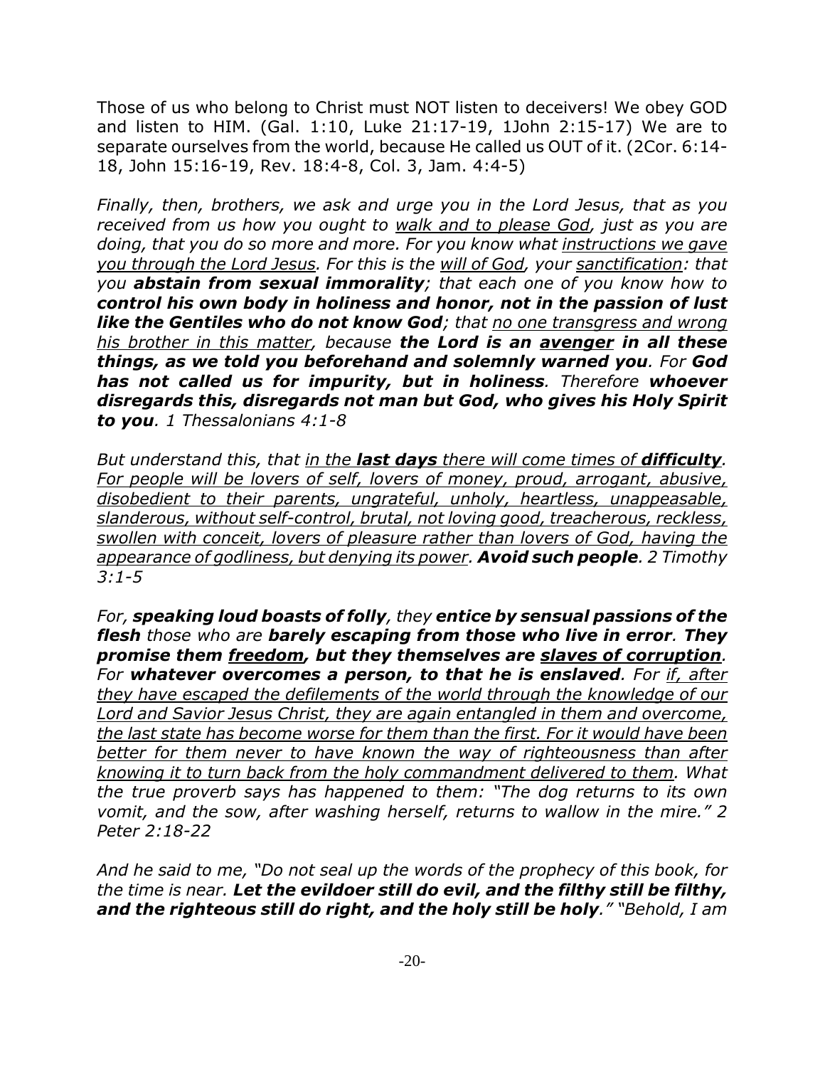Those of us who belong to Christ must NOT listen to deceivers! We obey GOD and listen to HIM. (Gal. 1:10, Luke 21:17-19, 1John 2:15-17) We are to separate ourselves from the world, because He called us OUT of it. (2Cor. 6:14-18, John 15:16-19, Rev. 18:4-8, Col. 3, Jam. 4:4-5)

*Finally, then, brothers, we ask and urge you in the Lord Jesus, that as you received from us how you ought to <u>walk and to please God</u>, just as you are doing, that you do so more and more. For you know what <u>instructions we gave you through the Lord Jesus</u>. For this is the <u>will of God</u>, your <u>sanctification</u>: that you* ***abstain from sexual immorality****; that each one of you know how to* ***control his own body in holiness and honor, not in the passion of lust like the Gentiles who do not know God****; that <u>no one transgress and wrong his brother in this matter</u>, because* ***the Lord is an <u>avenger</u> in all these things, as we told you beforehand and solemnly warned you****. For* ***God has not called us for impurity, but in holiness****. Therefore* ***whoever disregards this, disregards not man but God, who gives his Holy Spirit to you****. 1 Thessalonians 4:1-8*

*But understand this, that <u>in the **last days** there will come times of **difficulty**. For people will be lovers of self, lovers of money, proud, arrogant, abusive, disobedient to their parents, ungrateful, unholy, heartless, unappeasable, slanderous, without self-control, brutal, not loving good, treacherous, reckless, swollen with conceit, lovers of pleasure rather than lovers of God, having the appearance of godliness, but denying its power</u>.* ***Avoid such people****. 2 Timothy 3:1-5*

*For,* ***speaking loud boasts of folly****, they* ***entice by sensual passions of the flesh*** *those who are* ***barely escaping from those who live in error****.* ***They promise them <u>freedom</u>, but they themselves are <u>slaves of corruption</u>****. For* ***whatever overcomes a person, to that he is enslaved****. For <u>if, after they have escaped the defilements of the world through the knowledge of our Lord and Savior Jesus Christ, they are again entangled in them and overcome, the last state has become worse for them than the first. For it would have been better for them never to have known the way of righteousness than after knowing it to turn back from the holy commandment delivered to them</u>. What the true proverb says has happened to them: "The dog returns to its own vomit, and the sow, after washing herself, returns to wallow in the mire." 2 Peter 2:18-22*

*And he said to me, "Do not seal up the words of the prophecy of this book, for the time is near.* ***Let the evildoer still do evil, and the filthy still be filthy, and the righteous still do right, and the holy still be holy****." "Behold, I am*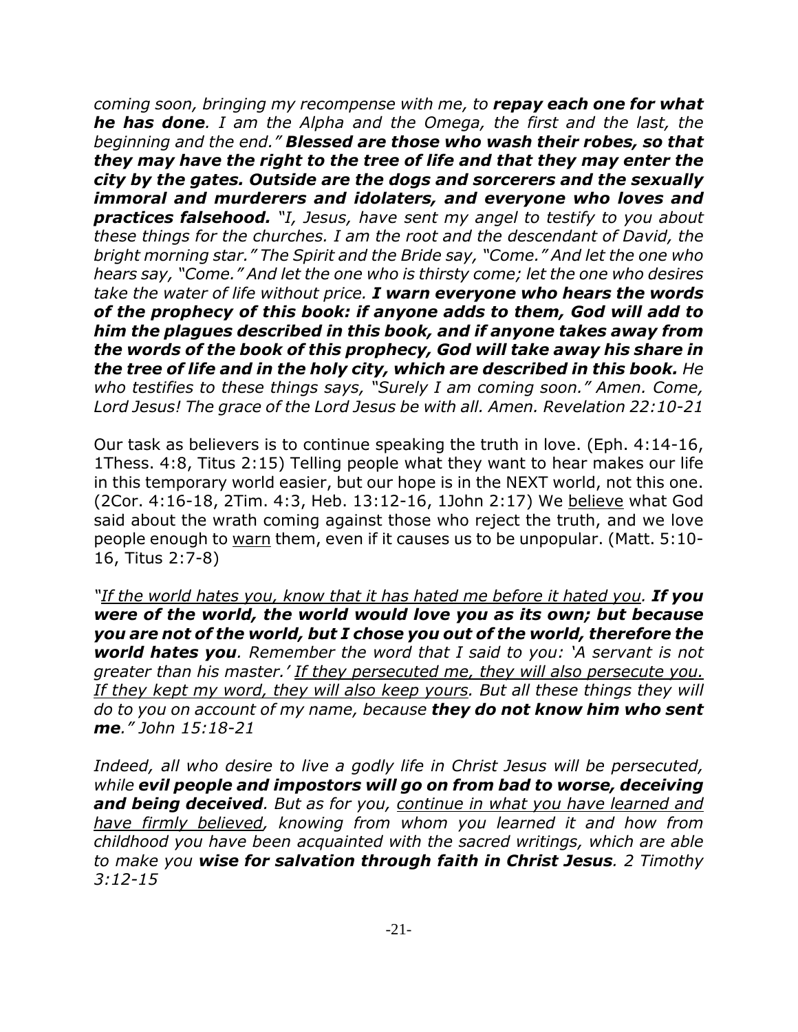*coming soon, bringing my recompense with me, to **repay each one for what he has done**. I am the Alpha and the Omega, the first and the last, the beginning and the end." **Blessed are those who wash their robes, so that they may have the right to the tree of life and that they may enter the city by the gates. Outside are the dogs and sorcerers and the sexually immoral and murderers and idolaters, and everyone who loves and practices falsehood.** "I, Jesus, have sent my angel to testify to you about these things for the churches. I am the root and the descendant of David, the bright morning star." The Spirit and the Bride say, "Come." And let the one who hears say, "Come." And let the one who is thirsty come; let the one who desires take the water of life without price. **I warn everyone who hears the words of the prophecy of this book: if anyone adds to them, God will add to him the plagues described in this book, and if anyone takes away from the words of the book of this prophecy, God will take away his share in the tree of life and in the holy city, which are described in this book.** He who testifies to these things says, "Surely I am coming soon." Amen. Come, Lord Jesus! The grace of the Lord Jesus be with all. Amen. Revelation 22:10-21*

Our task as believers is to continue speaking the truth in love. (Eph. 4:14-16, 1Thess. 4:8, Titus 2:15) Telling people what they want to hear makes our life in this temporary world easier, but our hope is in the NEXT world, not this one. (2Cor. 4:16-18, 2Tim. 4:3, Heb. 13:12-16, 1John 2:17) We <u>believe</u> what God said about the wrath coming against those who reject the truth, and we love people enough to <u>warn</u> them, even if it causes us to be unpopular. (Matt. 5:10-16, Titus 2:7-8)

*"<u>If the world hates you, know that it has hated me before it hated you</u>. **If you were of the world, the world would love you as its own; but because you are not of the world, but I chose you out of the world, therefore the world hates you**. Remember the word that I said to you: 'A servant is not greater than his master.' <u>If they persecuted me, they will also persecute you. If they kept my word, they will also keep yours</u>. But all these things they will do to you on account of my name, because **they do not know him who sent me**." John 15:18-21*

*Indeed, all who desire to live a godly life in Christ Jesus will be persecuted, while **evil people and impostors will go on from bad to worse, deceiving and being deceived**. But as for you, <u>continue in what you have learned and have firmly believed</u>, knowing from whom you learned it and how from childhood you have been acquainted with the sacred writings, which are able to make you **wise for salvation through faith in Christ Jesus**. 2 Timothy 3:12-15*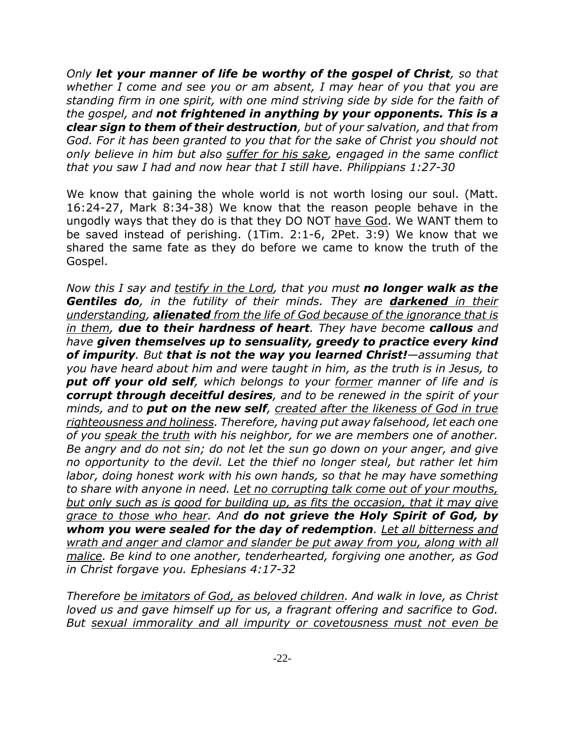*Only **let your manner of life be worthy of the gospel of Christ**, so that whether I come and see you or am absent, I may hear of you that you are standing firm in one spirit, with one mind striving side by side for the faith of the gospel, and **not frightened in anything by your opponents. This is a clear sign to them of their destruction**, but of your salvation, and that from God. For it has been granted to you that for the sake of Christ you should not only believe in him but also <u>suffer for his sake</u>, engaged in the same conflict that you saw I had and now hear that I still have. Philippians 1:27-30*

We know that gaining the whole world is not worth losing our soul. (Matt. 16:24-27, Mark 8:34-38) We know that the reason people behave in the ungodly ways that they do is that they DO NOT <u>have God</u>. We WANT them to be saved instead of perishing. (1Tim. 2:1-6, 2Pet. 3:9) We know that we shared the same fate as they do before we came to know the truth of the Gospel.

*Now this I say and <u>testify in the Lord</u>, that you must **no longer walk as the Gentiles do**, in the futility of their minds. They are <u>**darkened** in their understanding</u>, <u>**alienated** from the life of God because of the ignorance that is in them</u>, **due to their hardness of heart**. They have become **callous** and have **given themselves up to sensuality, greedy to practice every kind of impurity**. But **that is not the way you learned Christ!**—assuming that you have heard about him and were taught in him, as the truth is in Jesus, to **put off your old self**, which belongs to your <u>former</u> manner of life and is **corrupt through deceitful desires**, and to be renewed in the spirit of your minds, and to **put on the new self**, <u>created after the likeness of God in true righteousness and holiness</u>. Therefore, having put away falsehood, let each one of you <u>speak the truth</u> with his neighbor, for we are members one of another. Be angry and do not sin; do not let the sun go down on your anger, and give no opportunity to the devil. Let the thief no longer steal, but rather let him labor, doing honest work with his own hands, so that he may have something to share with anyone in need. <u>Let no corrupting talk come out of your mouths, but only such as is good for building up, as fits the occasion, that it may give grace to those who hear</u>. And **do not grieve the Holy Spirit of God, by whom you were sealed for the day of redemption**. <u>Let all bitterness and wrath and anger and clamor and slander be put away from you, along with all malice</u>. Be kind to one another, tenderhearted, forgiving one another, as God in Christ forgave you. Ephesians 4:17-32*

*Therefore <u>be imitators of God, as beloved children</u>. And walk in love, as Christ loved us and gave himself up for us, a fragrant offering and sacrifice to God. But <u>sexual immorality and all impurity or covetousness must not even be</u>*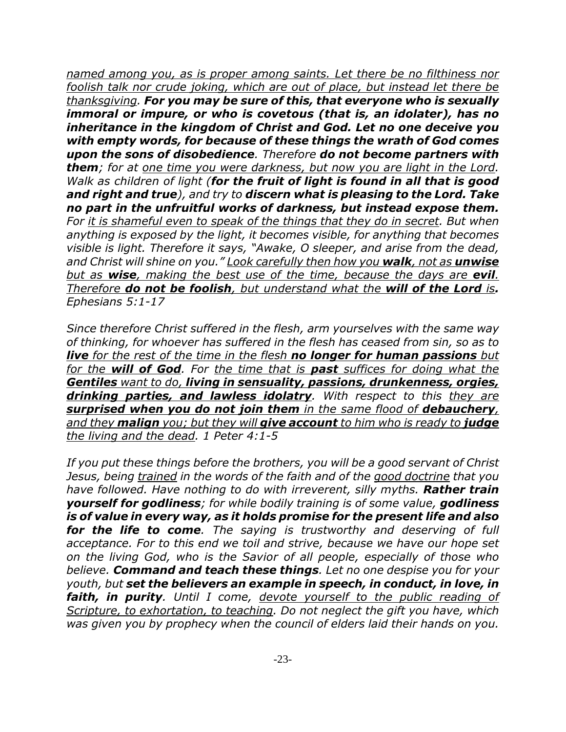*named among you, as is proper among saints. Let there be no filthiness nor foolish talk nor crude joking, which are out of place, but instead let there be thanksgiving. **For you may be sure of this, that everyone who is sexually immoral or impure, or who is covetous (that is, an idolater), has no inheritance in the kingdom of Christ and God. Let no one deceive you with empty words, for because of these things the wrath of God comes upon the sons of disobedience**. Therefore **do not become partners with them**; for at one time you were darkness, but now you are light in the Lord. Walk as children of light (**for the fruit of light is found in all that is good and right and true**), and try to **discern what is pleasing to the Lord. Take no part in the unfruitful works of darkness, but instead expose them.** For it is shameful even to speak of the things that they do in secret. But when anything is exposed by the light, it becomes visible, for anything that becomes visible is light. Therefore it says, "Awake, O sleeper, and arise from the dead, and Christ will shine on you." Look carefully then how you **walk**, not as **unwise** but as **wise**, making the best use of the time, because the days are **evil**. Therefore **do not be foolish**, but understand what the **will of the Lord** is**.** Ephesians 5:1-17*

*Since therefore Christ suffered in the flesh, arm yourselves with the same way of thinking, for whoever has suffered in the flesh has ceased from sin, so as to **live** for the rest of the time in the flesh **no longer for human passions** but for the **will of God**. For the time that is **past** suffices for doing what the **Gentiles** want to do, **living in sensuality, passions, drunkenness, orgies, drinking parties, and lawless idolatry**. With respect to this they are **surprised when you do not join them** in the same flood of **debauchery**, and they **malign** you; but they will **give account** to him who is ready to **judge** the living and the dead. 1 Peter 4:1-5*

*If you put these things before the brothers, you will be a good servant of Christ Jesus, being trained in the words of the faith and of the good doctrine that you have followed. Have nothing to do with irreverent, silly myths. **Rather train yourself for godliness**; for while bodily training is of some value, **godliness is of value in every way, as it holds promise for the present life and also for the life to come**. The saying is trustworthy and deserving of full acceptance. For to this end we toil and strive, because we have our hope set on the living God, who is the Savior of all people, especially of those who believe. **Command and teach these things**. Let no one despise you for your youth, but **set the believers an example in speech, in conduct, in love, in faith, in purity**. Until I come, devote yourself to the public reading of Scripture, to exhortation, to teaching. Do not neglect the gift you have, which was given you by prophecy when the council of elders laid their hands on you.*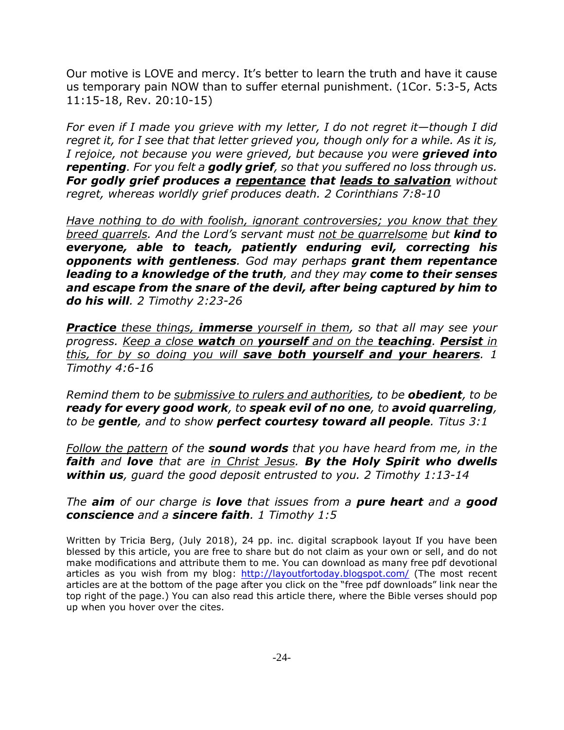Our motive is LOVE and mercy. It's better to learn the truth and have it cause us temporary pain NOW than to suffer eternal punishment. (1Cor. 5:3-5, Acts 11:15-18, Rev. 20:10-15)

*For even if I made you grieve with my letter, I do not regret it—though I did regret it, for I see that that letter grieved you, though only for a while. As it is, I rejoice, not because you were grieved, but because you were* ***grieved into repenting****. For you felt a* ***godly grief****, so that you suffered no loss through us.* ***For godly grief produces a <u>repentance</u> that <u>leads to salvation</u>*** *without regret, whereas worldly grief produces death. 2 Corinthians 7:8-10*

*<u>Have nothing to do with foolish, ignorant controversies; you know that they breed quarrels</u>. And the Lord's servant must <u>not be quarrelsome</u> but* ***kind to everyone, able to teach, patiently enduring evil, correcting his opponents with gentleness****. God may perhaps* ***grant them repentance leading to a knowledge of the truth****, and they may* ***come to their senses and escape from the snare of the devil, after being captured by him to do his will****. 2 Timothy 2:23-26*

***<u>Practice</u>*** *<u>these things,</u>* ***<u>immerse</u>*** *<u>yourself in them</u>, so that all may see your progress. <u>Keep a close</u>* ***<u>watch</u>*** *<u>on</u>* ***<u>yourself</u>*** *<u>and on the</u>* ***<u>teaching</u>****.* ***<u>Persist</u>*** *<u>in this, for by so doing you will</u>* ***<u>save both yourself and your hearers</u>****. 1 Timothy 4:6-16*

*Remind them to be <u>submissive to rulers and authorities</u>, to be* ***obedient****, to be* ***ready for every good work****, to* ***speak evil of no one****, to* ***avoid quarreling****, to be* ***gentle****, and to show* ***perfect courtesy toward all people****. Titus 3:1*

*<u>Follow the pattern</u> of the* ***sound words*** *that you have heard from me, in the* ***faith*** *and* ***love*** *that are <u>in Christ Jesus</u>.* ***By the Holy Spirit who dwells within us****, guard the good deposit entrusted to you. 2 Timothy 1:13-14*

*The* ***aim*** *of our charge is* ***love*** *that issues from a* ***pure heart*** *and a* ***good conscience*** *and a* ***sincere faith****. 1 Timothy 1:5*

Written by Tricia Berg, (July 2018), 24 pp. inc. digital scrapbook layout If you have been blessed by this article, you are free to share but do not claim as your own or sell, and do not make modifications and attribute them to me. You can download as many free pdf devotional articles as you wish from my blog: [http://layoutfortoday.blogspot.com/](http://layoutfortoday.blogspot.com/) (The most recent articles are at the bottom of the page after you click on the "free pdf downloads" link near the top right of the page.) You can also read this article there, where the Bible verses should pop up when you hover over the cites.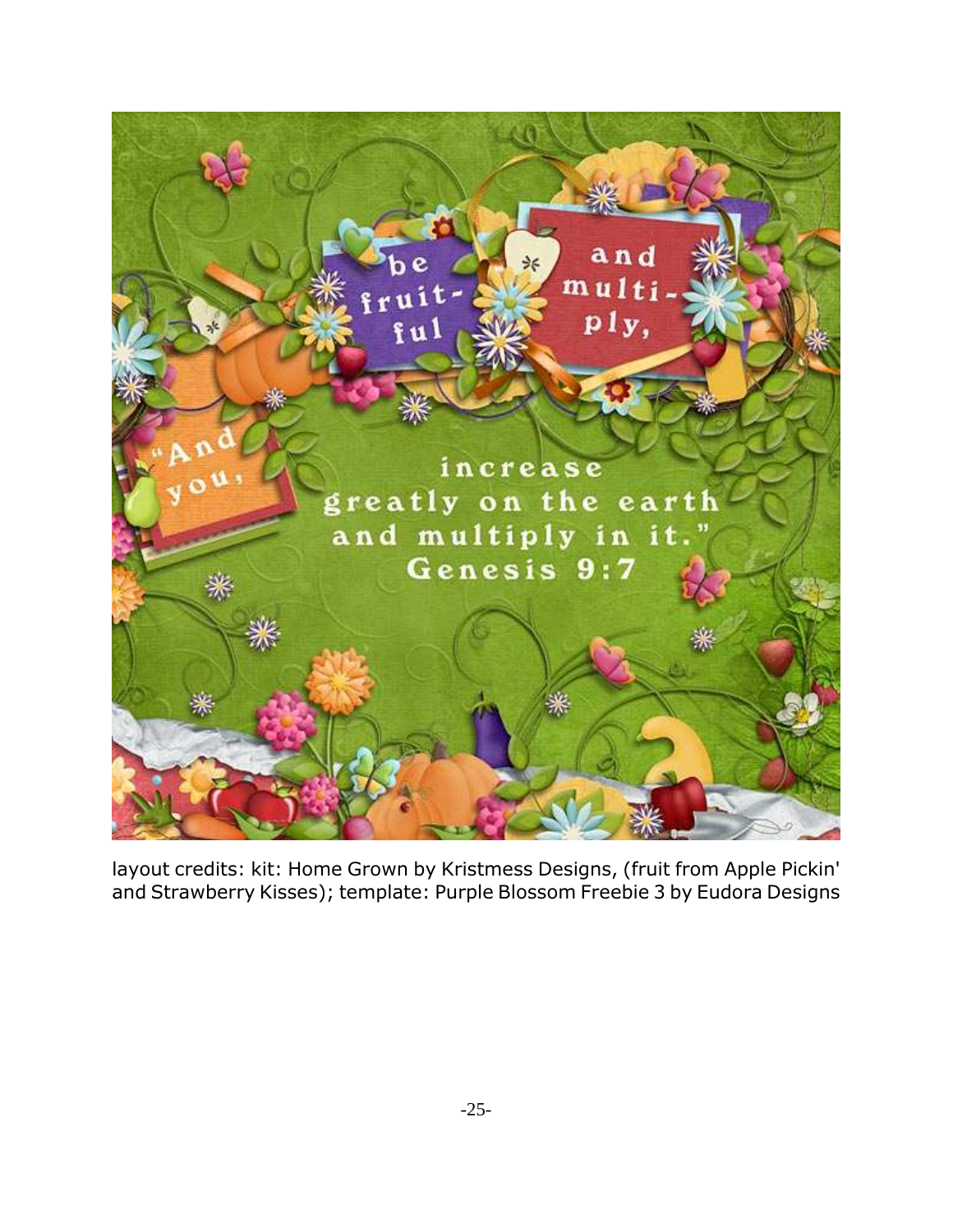"And you, be fruitful and multiply, increase greatly on the earth and multiply in it."
Genesis 9:7

layout credits: kit: Home Grown by Kristmess Designs, (fruit from Apple Pickin' and Strawberry Kisses); template: Purple Blossom Freebie 3 by Eudora Designs